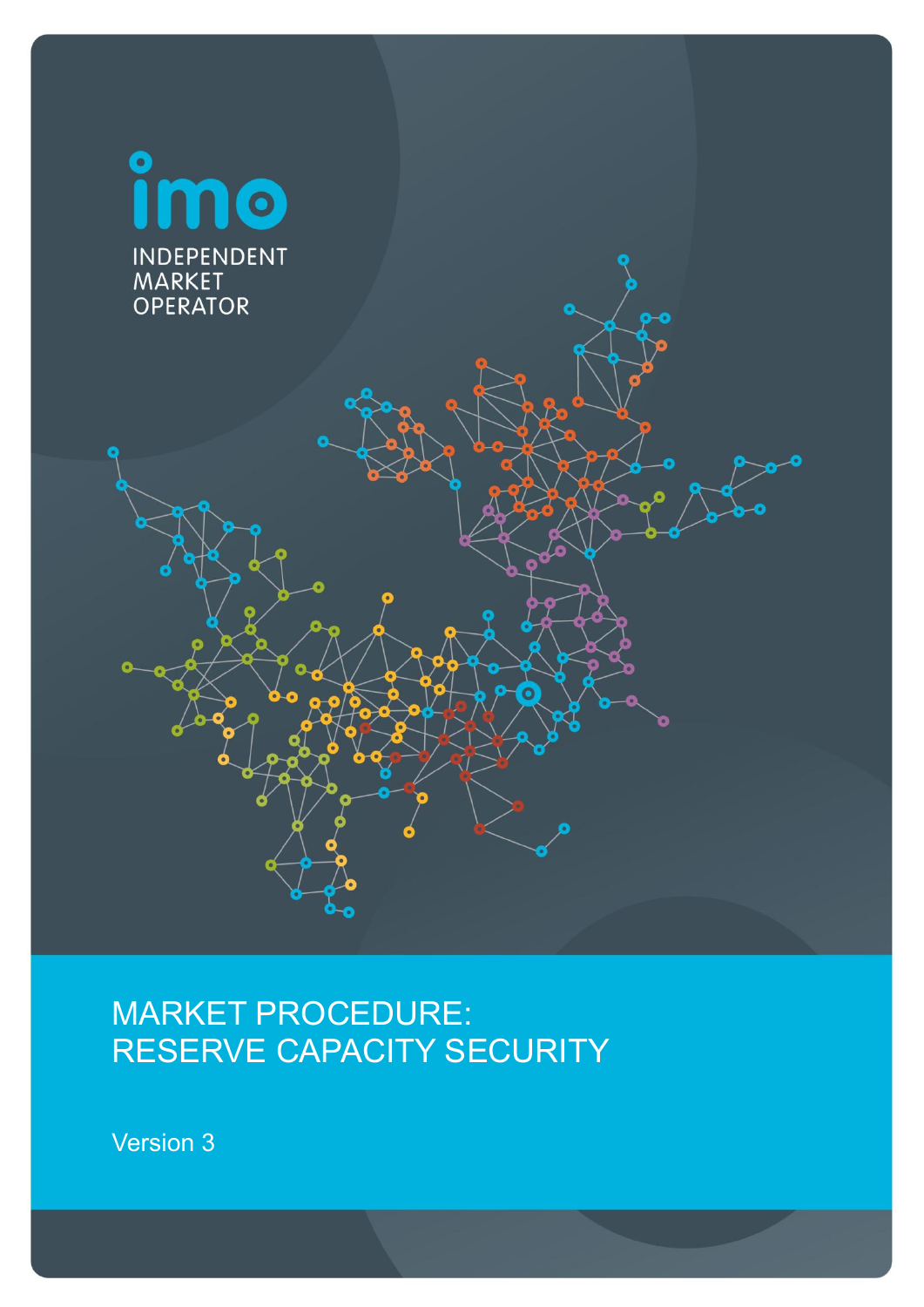imo

INDEPENDENT MARKET OPERATOR

# MARKET PROCEDURE: RESERVE CAPACITY SECURITY

Version 3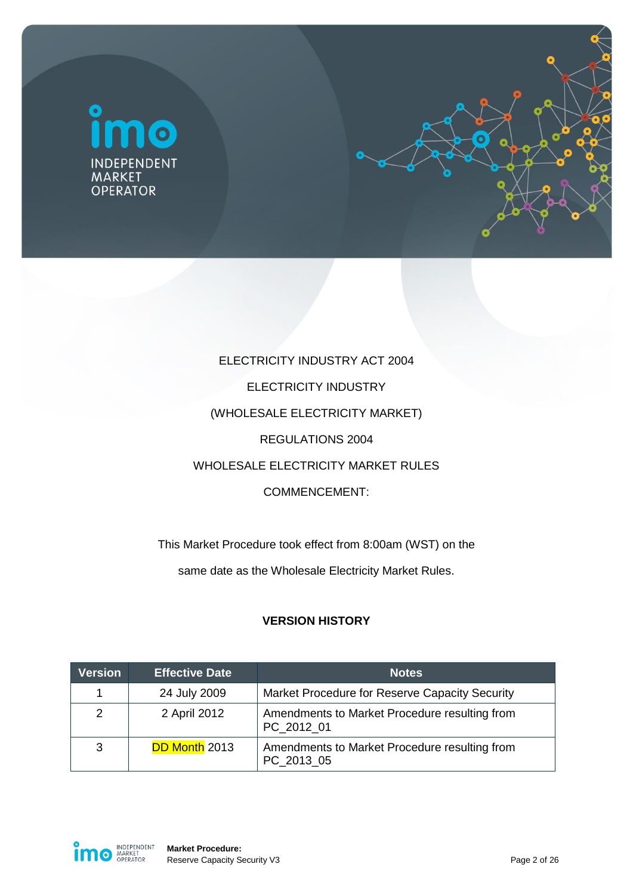ELECTRICITY INDUSTRY ACT 2004

ELECTRICITY INDUSTRY

(WHOLESALE ELECTRICITY MARKET)

REGULATIONS 2004

WHOLESALE ELECTRICITY MARKET RULES

COMMENCEMENT:

This Market Procedure took effect from 8:00am (WST) on the same date as the Wholesale Electricity Market Rules.

**VERSION HISTORY**

| Version | Effective Date | Notes |
|---|---|---|
| 1 | 24 July 2009 | Market Procedure for Reserve Capacity Security |
| 2 | 2 April 2012 | Amendments to Market Procedure resulting from PC_2012_01 |
| 3 | DD Month 2013 | Amendments to Market Procedure resulting from PC_2013_05 |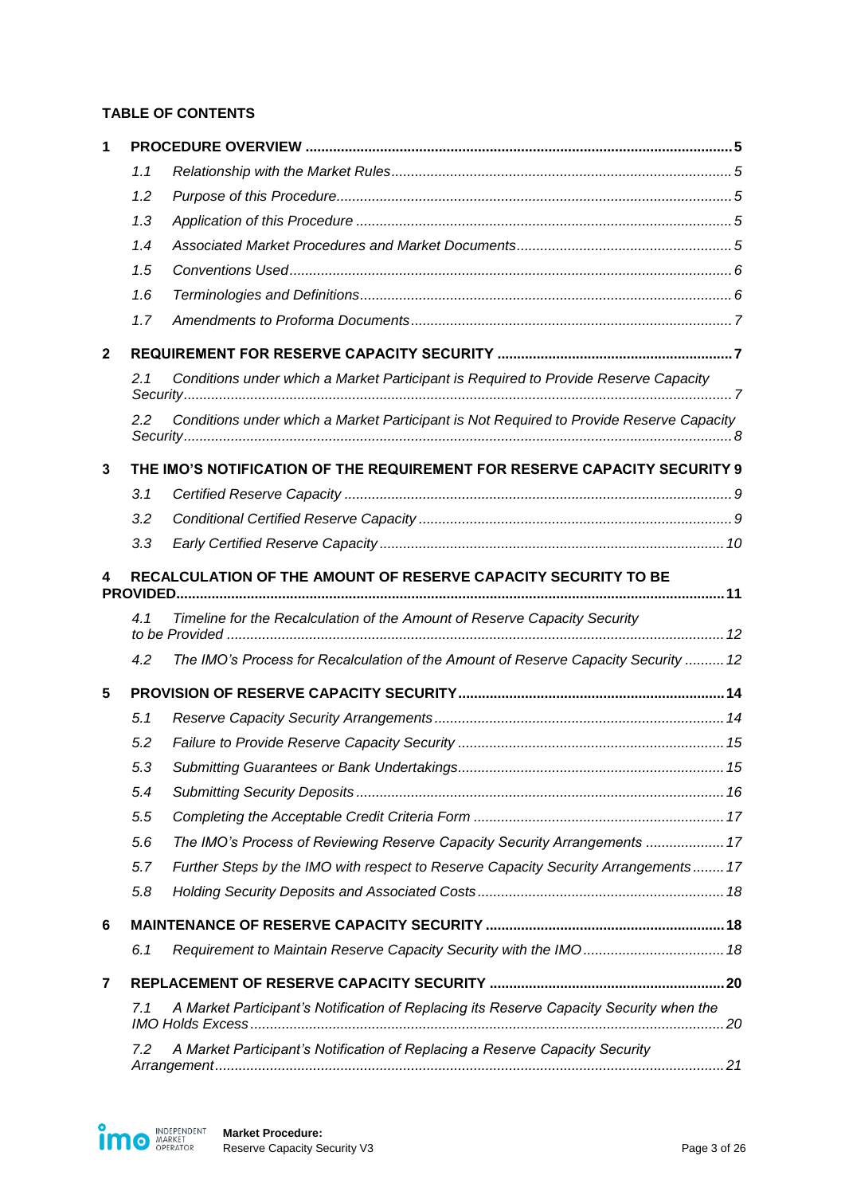**TABLE OF CONTENTS**

**1 PROCEDURE OVERVIEW** ..... 5

- *1.1 Relationship with the Market Rules* ..... 5
- *1.2 Purpose of this Procedure* ..... 5
- *1.3 Application of this Procedure* ..... 5
- *1.4 Associated Market Procedures and Market Documents* ..... 5
- *1.5 Conventions Used* ..... 6
- *1.6 Terminologies and Definitions* ..... 6
- *1.7 Amendments to Proforma Documents* ..... 7

**2 REQUIREMENT FOR RESERVE CAPACITY SECURITY** ..... 7

- *2.1 Conditions under which a Market Participant is Required to Provide Reserve Capacity Security* ..... 7
- *2.2 Conditions under which a Market Participant is Not Required to Provide Reserve Capacity Security* ..... 8

**3 THE IMO'S NOTIFICATION OF THE REQUIREMENT FOR RESERVE CAPACITY SECURITY** 9

- *3.1 Certified Reserve Capacity* ..... 9
- *3.2 Conditional Certified Reserve Capacity* ..... 9
- *3.3 Early Certified Reserve Capacity* ..... 10

**4 RECALCULATION OF THE AMOUNT OF RESERVE CAPACITY SECURITY TO BE PROVIDED** ..... 11

- *4.1 Timeline for the Recalculation of the Amount of Reserve Capacity Security to be Provided* ..... 12
- *4.2 The IMO's Process for Recalculation of the Amount of Reserve Capacity Security* ..... 12

**5 PROVISION OF RESERVE CAPACITY SECURITY** ..... 14

- *5.1 Reserve Capacity Security Arrangements* ..... 14
- *5.2 Failure to Provide Reserve Capacity Security* ..... 15
- *5.3 Submitting Guarantees or Bank Undertakings* ..... 15
- *5.4 Submitting Security Deposits* ..... 16
- *5.5 Completing the Acceptable Credit Criteria Form* ..... 17
- *5.6 The IMO's Process of Reviewing Reserve Capacity Security Arrangements* ..... 17
- *5.7 Further Steps by the IMO with respect to Reserve Capacity Security Arrangements* ..... 17
- *5.8 Holding Security Deposits and Associated Costs* ..... 18

**6 MAINTENANCE OF RESERVE CAPACITY SECURITY** ..... 18

- *6.1 Requirement to Maintain Reserve Capacity Security with the IMO* ..... 18

**7 REPLACEMENT OF RESERVE CAPACITY SECURITY** ..... 20

- *7.1 A Market Participant's Notification of Replacing its Reserve Capacity Security when the IMO Holds Excess* ..... 20
- *7.2 A Market Participant's Notification of Replacing a Reserve Capacity Security Arrangement* ..... 21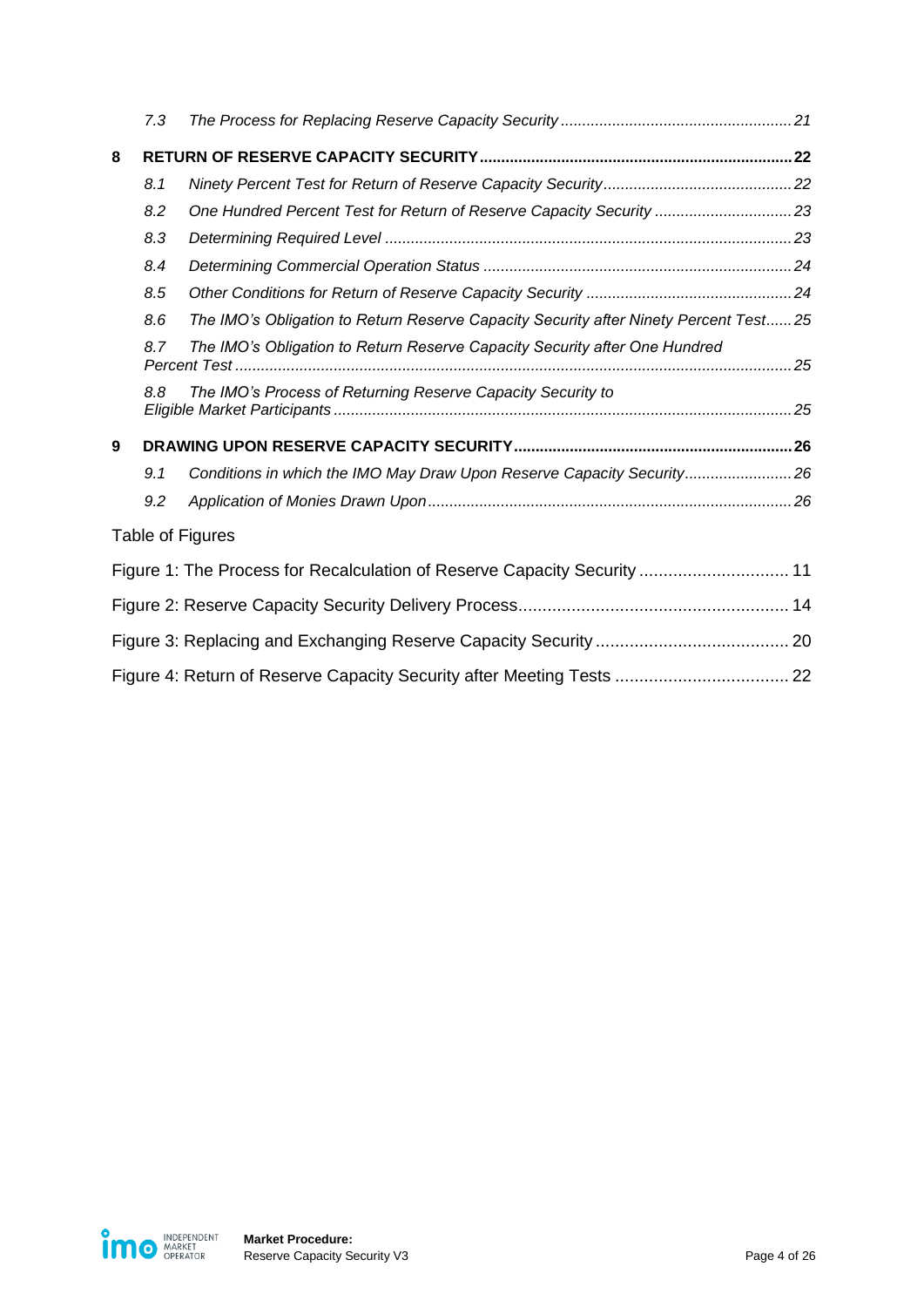*7.3 The Process for Replacing Reserve Capacity Security* ..... *21*

**8 RETURN OF RESERVE CAPACITY SECURITY** ..... **22**

*8.1 Ninety Percent Test for Return of Reserve Capacity Security* ..... *22*

*8.2 One Hundred Percent Test for Return of Reserve Capacity Security* ..... *23*

*8.3 Determining Required Level* ..... *23*

*8.4 Determining Commercial Operation Status* ..... *24*

*8.5 Other Conditions for Return of Reserve Capacity Security* ..... *24*

*8.6 The IMO's Obligation to Return Reserve Capacity Security after Ninety Percent Test* ..... *25*

*8.7 The IMO's Obligation to Return Reserve Capacity Security after One Hundred Percent Test* ..... *25*

*8.8 The IMO's Process of Returning Reserve Capacity Security to Eligible Market Participants* ..... *25*

**9 DRAWING UPON RESERVE CAPACITY SECURITY** ..... **26**

*9.1 Conditions in which the IMO May Draw Upon Reserve Capacity Security* ..... *26*

*9.2 Application of Monies Drawn Upon* ..... *26*

Table of Figures

Figure 1: The Process for Recalculation of Reserve Capacity Security ..... 11

Figure 2: Reserve Capacity Security Delivery Process ..... 14

Figure 3: Replacing and Exchanging Reserve Capacity Security ..... 20

Figure 4: Return of Reserve Capacity Security after Meeting Tests ..... 22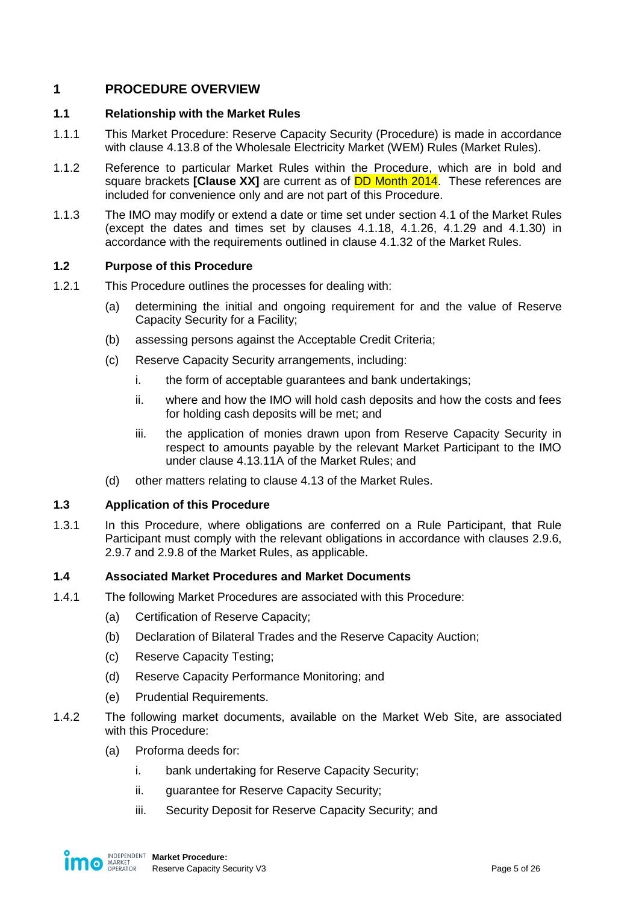# 1 PROCEDURE OVERVIEW

## 1.1 Relationship with the Market Rules

1.1.1 This Market Procedure: Reserve Capacity Security (Procedure) is made in accordance with clause 4.13.8 of the Wholesale Electricity Market (WEM) Rules (Market Rules).

1.1.2 Reference to particular Market Rules within the Procedure, which are in bold and square brackets **[Clause XX]** are current as of DD Month 2014. These references are included for convenience only and are not part of this Procedure.

1.1.3 The IMO may modify or extend a date or time set under section 4.1 of the Market Rules (except the dates and times set by clauses 4.1.18, 4.1.26, 4.1.29 and 4.1.30) in accordance with the requirements outlined in clause 4.1.32 of the Market Rules.

## 1.2 Purpose of this Procedure

1.2.1 This Procedure outlines the processes for dealing with:

(a) determining the initial and ongoing requirement for and the value of Reserve Capacity Security for a Facility;

(b) assessing persons against the Acceptable Credit Criteria;

(c) Reserve Capacity Security arrangements, including:

i. the form of acceptable guarantees and bank undertakings;

ii. where and how the IMO will hold cash deposits and how the costs and fees for holding cash deposits will be met; and

iii. the application of monies drawn upon from Reserve Capacity Security in respect to amounts payable by the relevant Market Participant to the IMO under clause 4.13.11A of the Market Rules; and

(d) other matters relating to clause 4.13 of the Market Rules.

## 1.3 Application of this Procedure

1.3.1 In this Procedure, where obligations are conferred on a Rule Participant, that Rule Participant must comply with the relevant obligations in accordance with clauses 2.9.6, 2.9.7 and 2.9.8 of the Market Rules, as applicable.

## 1.4 Associated Market Procedures and Market Documents

1.4.1 The following Market Procedures are associated with this Procedure:

(a) Certification of Reserve Capacity;

(b) Declaration of Bilateral Trades and the Reserve Capacity Auction;

(c) Reserve Capacity Testing;

(d) Reserve Capacity Performance Monitoring; and

(e) Prudential Requirements.

1.4.2 The following market documents, available on the Market Web Site, are associated with this Procedure:

(a) Proforma deeds for:

i. bank undertaking for Reserve Capacity Security;

ii. guarantee for Reserve Capacity Security;

iii. Security Deposit for Reserve Capacity Security; and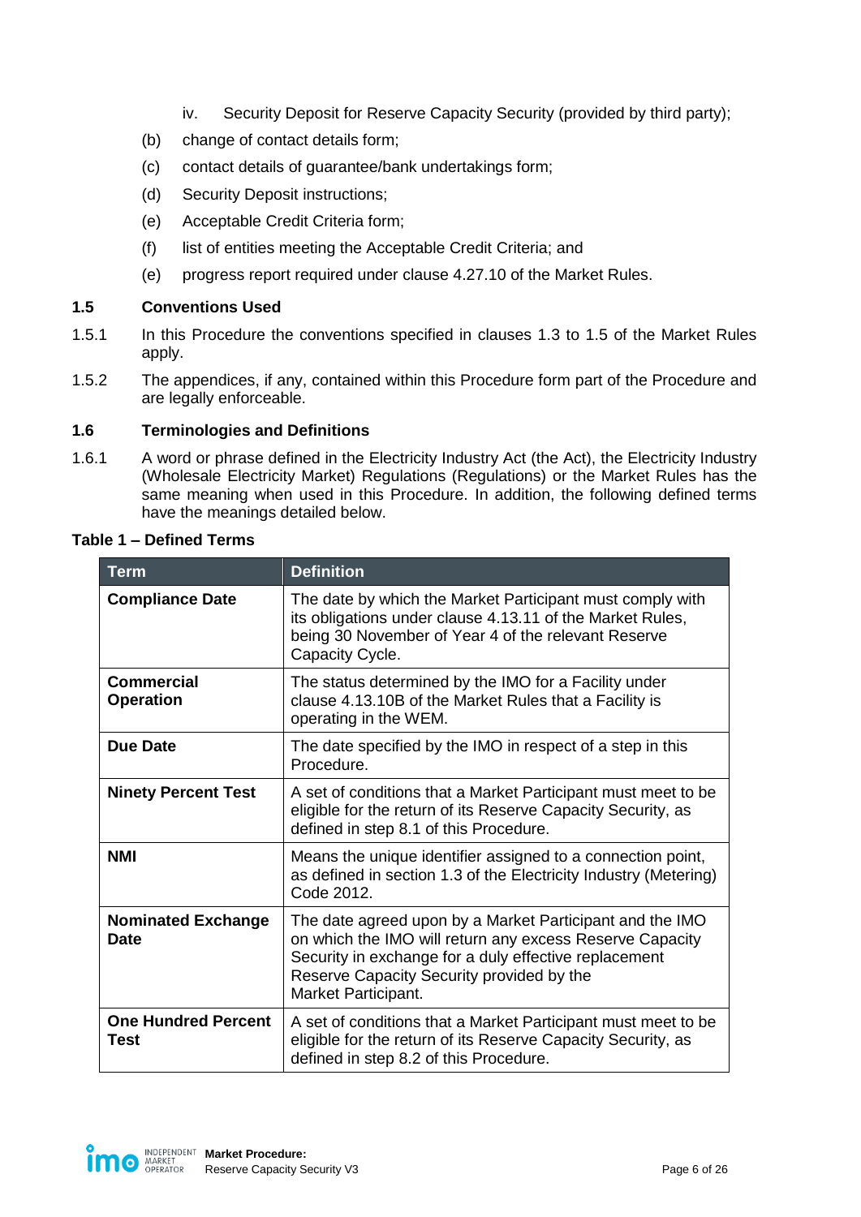iv. Security Deposit for Reserve Capacity Security (provided by third party);

(b) change of contact details form;

(c) contact details of guarantee/bank undertakings form;

(d) Security Deposit instructions;

(e) Acceptable Credit Criteria form;

(f) list of entities meeting the Acceptable Credit Criteria; and

(e) progress report required under clause 4.27.10 of the Market Rules.

### 1.5 Conventions Used

1.5.1 In this Procedure the conventions specified in clauses 1.3 to 1.5 of the Market Rules apply.

1.5.2 The appendices, if any, contained within this Procedure form part of the Procedure and are legally enforceable.

### 1.6 Terminologies and Definitions

1.6.1 A word or phrase defined in the Electricity Industry Act (the Act), the Electricity Industry (Wholesale Electricity Market) Regulations (Regulations) or the Market Rules has the same meaning when used in this Procedure. In addition, the following defined terms have the meanings detailed below.

**Table 1 – Defined Terms**

| Term | Definition |
|---|---|
| **Compliance Date** | The date by which the Market Participant must comply with its obligations under clause 4.13.11 of the Market Rules, being 30 November of Year 4 of the relevant Reserve Capacity Cycle. |
| **Commercial Operation** | The status determined by the IMO for a Facility under clause 4.13.10B of the Market Rules that a Facility is operating in the WEM. |
| **Due Date** | The date specified by the IMO in respect of a step in this Procedure. |
| **Ninety Percent Test** | A set of conditions that a Market Participant must meet to be eligible for the return of its Reserve Capacity Security, as defined in step 8.1 of this Procedure. |
| **NMI** | Means the unique identifier assigned to a connection point, as defined in section 1.3 of the Electricity Industry (Metering) Code 2012. |
| **Nominated Exchange Date** | The date agreed upon by a Market Participant and the IMO on which the IMO will return any excess Reserve Capacity Security in exchange for a duly effective replacement Reserve Capacity Security provided by the Market Participant. |
| **One Hundred Percent Test** | A set of conditions that a Market Participant must meet to be eligible for the return of its Reserve Capacity Security, as defined in step 8.2 of this Procedure. |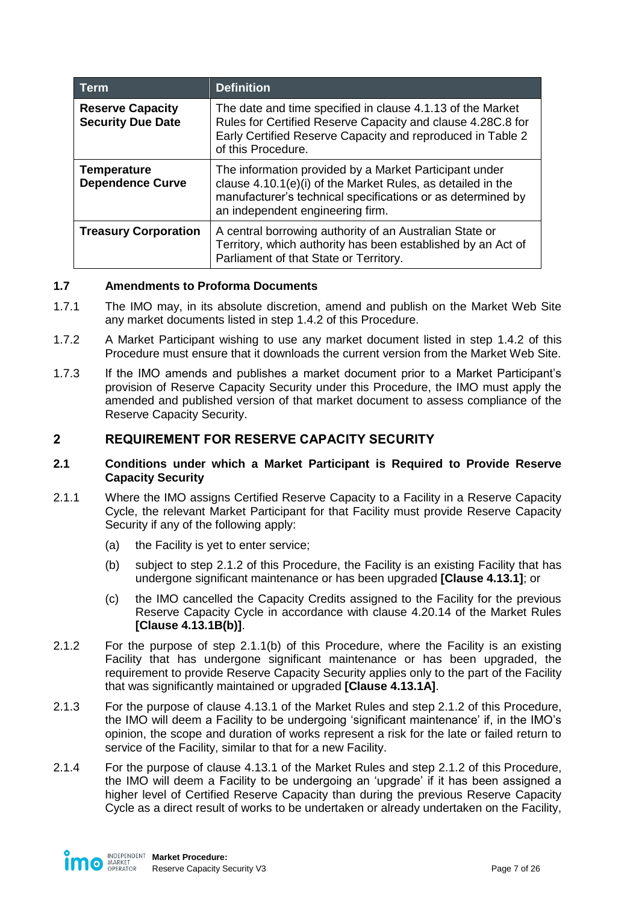| Term | Definition |
| --- | --- |
| **Reserve Capacity Security Due Date** | The date and time specified in clause 4.1.13 of the Market Rules for Certified Reserve Capacity and clause 4.28C.8 for Early Certified Reserve Capacity and reproduced in Table 2 of this Procedure. |
| **Temperature Dependence Curve** | The information provided by a Market Participant under clause 4.10.1(e)(i) of the Market Rules, as detailed in the manufacturer's technical specifications or as determined by an independent engineering firm. |
| **Treasury Corporation** | A central borrowing authority of an Australian State or Territory, which authority has been established by an Act of Parliament of that State or Territory. |

### 1.7 Amendments to Proforma Documents

1.7.1 The IMO may, in its absolute discretion, amend and publish on the Market Web Site any market documents listed in step 1.4.2 of this Procedure.

1.7.2 A Market Participant wishing to use any market document listed in step 1.4.2 of this Procedure must ensure that it downloads the current version from the Market Web Site.

1.7.3 If the IMO amends and publishes a market document prior to a Market Participant's provision of Reserve Capacity Security under this Procedure, the IMO must apply the amended and published version of that market document to assess compliance of the Reserve Capacity Security.

## 2 REQUIREMENT FOR RESERVE CAPACITY SECURITY

### 2.1 Conditions under which a Market Participant is Required to Provide Reserve Capacity Security

2.1.1 Where the IMO assigns Certified Reserve Capacity to a Facility in a Reserve Capacity Cycle, the relevant Market Participant for that Facility must provide Reserve Capacity Security if any of the following apply:

(a) the Facility is yet to enter service;

(b) subject to step 2.1.2 of this Procedure, the Facility is an existing Facility that has undergone significant maintenance or has been upgraded **[Clause 4.13.1]**; or

(c) the IMO cancelled the Capacity Credits assigned to the Facility for the previous Reserve Capacity Cycle in accordance with clause 4.20.14 of the Market Rules **[Clause 4.13.1B(b)]**.

2.1.2 For the purpose of step 2.1.1(b) of this Procedure, where the Facility is an existing Facility that has undergone significant maintenance or has been upgraded, the requirement to provide Reserve Capacity Security applies only to the part of the Facility that was significantly maintained or upgraded **[Clause 4.13.1A]**.

2.1.3 For the purpose of clause 4.13.1 of the Market Rules and step 2.1.2 of this Procedure, the IMO will deem a Facility to be undergoing 'significant maintenance' if, in the IMO's opinion, the scope and duration of works represent a risk for the late or failed return to service of the Facility, similar to that for a new Facility.

2.1.4 For the purpose of clause 4.13.1 of the Market Rules and step 2.1.2 of this Procedure, the IMO will deem a Facility to be undergoing an 'upgrade' if it has been assigned a higher level of Certified Reserve Capacity than during the previous Reserve Capacity Cycle as a direct result of works to be undertaken or already undertaken on the Facility,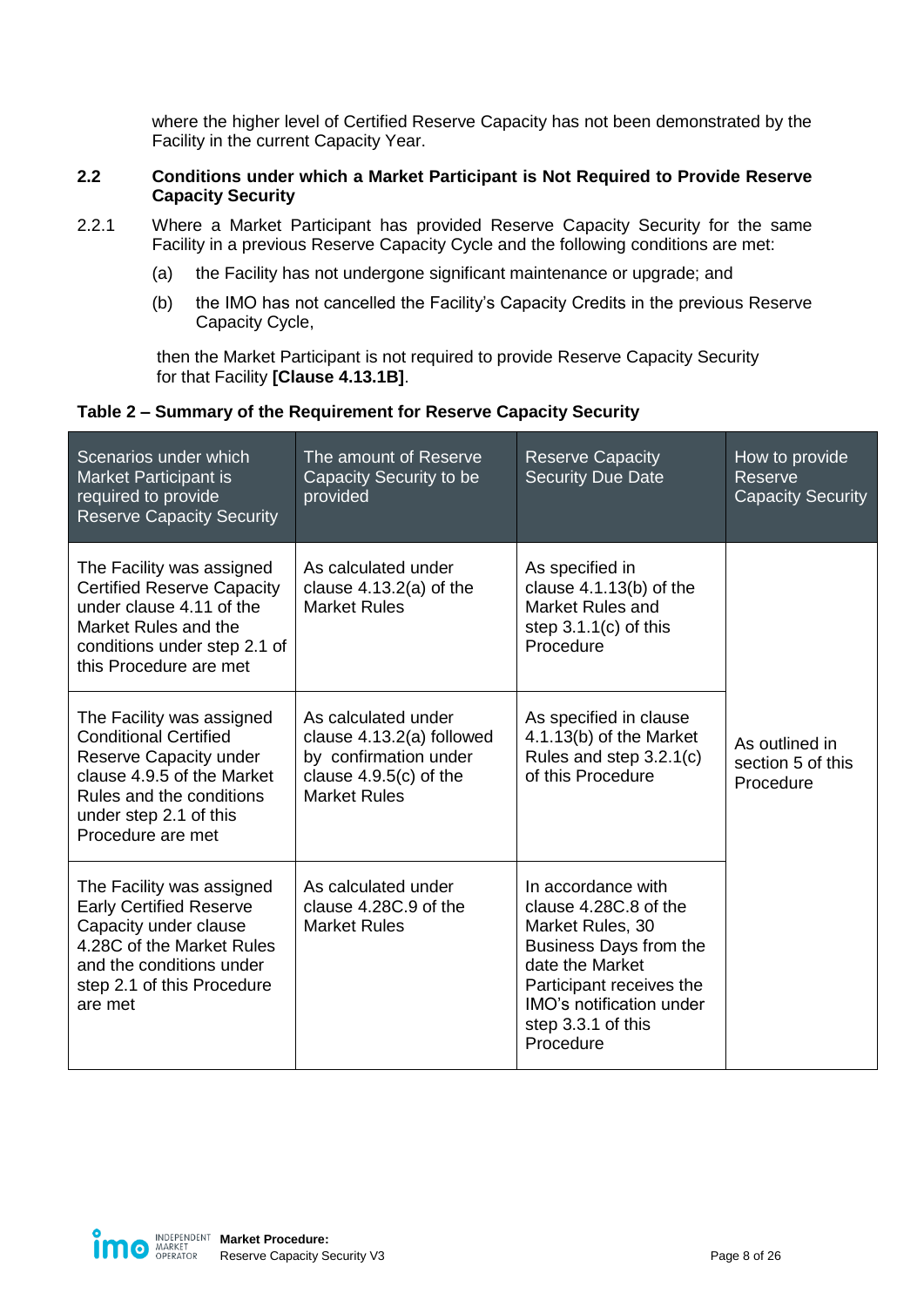where the higher level of Certified Reserve Capacity has not been demonstrated by the Facility in the current Capacity Year.

### 2.2 Conditions under which a Market Participant is Not Required to Provide Reserve Capacity Security

2.2.1 Where a Market Participant has provided Reserve Capacity Security for the same Facility in a previous Reserve Capacity Cycle and the following conditions are met:

(a) the Facility has not undergone significant maintenance or upgrade; and

(b) the IMO has not cancelled the Facility's Capacity Credits in the previous Reserve Capacity Cycle,

then the Market Participant is not required to provide Reserve Capacity Security for that Facility **[Clause 4.13.1B]**.

**Table 2 – Summary of the Requirement for Reserve Capacity Security**

| Scenarios under which Market Participant is required to provide Reserve Capacity Security | The amount of Reserve Capacity Security to be provided | Reserve Capacity Security Due Date | How to provide Reserve Capacity Security |
|---|---|---|---|
| The Facility was assigned Certified Reserve Capacity under clause 4.11 of the Market Rules and the conditions under step 2.1 of this Procedure are met | As calculated under clause 4.13.2(a) of the Market Rules | As specified in clause 4.1.13(b) of the Market Rules and step 3.1.1(c) of this Procedure | As outlined in section 5 of this Procedure |
| The Facility was assigned Conditional Certified Reserve Capacity under clause 4.9.5 of the Market Rules and the conditions under step 2.1 of this Procedure are met | As calculated under clause 4.13.2(a) followed by confirmation under clause 4.9.5(c) of the Market Rules | As specified in clause 4.1.13(b) of the Market Rules and step 3.2.1(c) of this Procedure | |
| The Facility was assigned Early Certified Reserve Capacity under clause 4.28C of the Market Rules and the conditions under step 2.1 of this Procedure are met | As calculated under clause 4.28C.9 of the Market Rules | In accordance with clause 4.28C.8 of the Market Rules, 30 Business Days from the date the Market Participant receives the IMO's notification under step 3.3.1 of this Procedure | |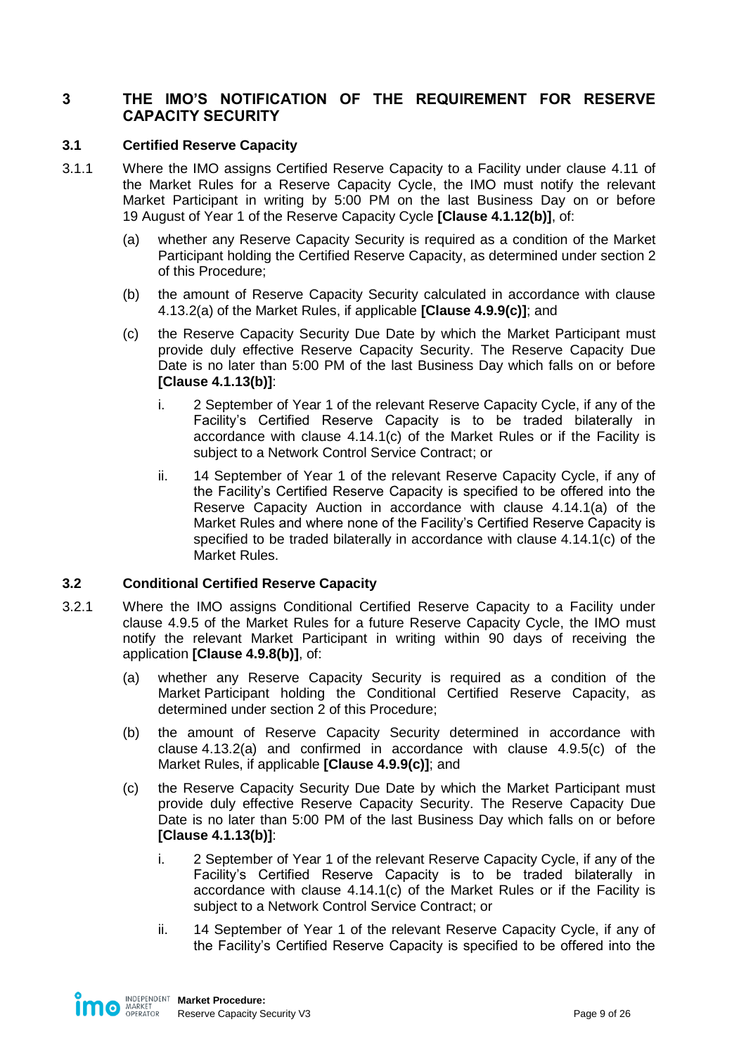# 3 THE IMO'S NOTIFICATION OF THE REQUIREMENT FOR RESERVE CAPACITY SECURITY

## 3.1 Certified Reserve Capacity

3.1.1 Where the IMO assigns Certified Reserve Capacity to a Facility under clause 4.11 of the Market Rules for a Reserve Capacity Cycle, the IMO must notify the relevant Market Participant in writing by 5:00 PM on the last Business Day on or before 19 August of Year 1 of the Reserve Capacity Cycle **[Clause 4.1.12(b)]**, of:

(a) whether any Reserve Capacity Security is required as a condition of the Market Participant holding the Certified Reserve Capacity, as determined under section 2 of this Procedure;

(b) the amount of Reserve Capacity Security calculated in accordance with clause 4.13.2(a) of the Market Rules, if applicable **[Clause 4.9.9(c)]**; and

(c) the Reserve Capacity Security Due Date by which the Market Participant must provide duly effective Reserve Capacity Security. The Reserve Capacity Due Date is no later than 5:00 PM of the last Business Day which falls on or before **[Clause 4.1.13(b)]**:

i. 2 September of Year 1 of the relevant Reserve Capacity Cycle, if any of the Facility's Certified Reserve Capacity is to be traded bilaterally in accordance with clause 4.14.1(c) of the Market Rules or if the Facility is subject to a Network Control Service Contract; or

ii. 14 September of Year 1 of the relevant Reserve Capacity Cycle, if any of the Facility's Certified Reserve Capacity is specified to be offered into the Reserve Capacity Auction in accordance with clause 4.14.1(a) of the Market Rules and where none of the Facility's Certified Reserve Capacity is specified to be traded bilaterally in accordance with clause 4.14.1(c) of the Market Rules.

## 3.2 Conditional Certified Reserve Capacity

3.2.1 Where the IMO assigns Conditional Certified Reserve Capacity to a Facility under clause 4.9.5 of the Market Rules for a future Reserve Capacity Cycle, the IMO must notify the relevant Market Participant in writing within 90 days of receiving the application **[Clause 4.9.8(b)]**, of:

(a) whether any Reserve Capacity Security is required as a condition of the Market Participant holding the Conditional Certified Reserve Capacity, as determined under section 2 of this Procedure;

(b) the amount of Reserve Capacity Security determined in accordance with clause 4.13.2(a) and confirmed in accordance with clause 4.9.5(c) of the Market Rules, if applicable **[Clause 4.9.9(c)]**; and

(c) the Reserve Capacity Security Due Date by which the Market Participant must provide duly effective Reserve Capacity Security. The Reserve Capacity Due Date is no later than 5:00 PM of the last Business Day which falls on or before **[Clause 4.1.13(b)]**:

i. 2 September of Year 1 of the relevant Reserve Capacity Cycle, if any of the Facility's Certified Reserve Capacity is to be traded bilaterally in accordance with clause 4.14.1(c) of the Market Rules or if the Facility is subject to a Network Control Service Contract; or

ii. 14 September of Year 1 of the relevant Reserve Capacity Cycle, if any of the Facility's Certified Reserve Capacity is specified to be offered into the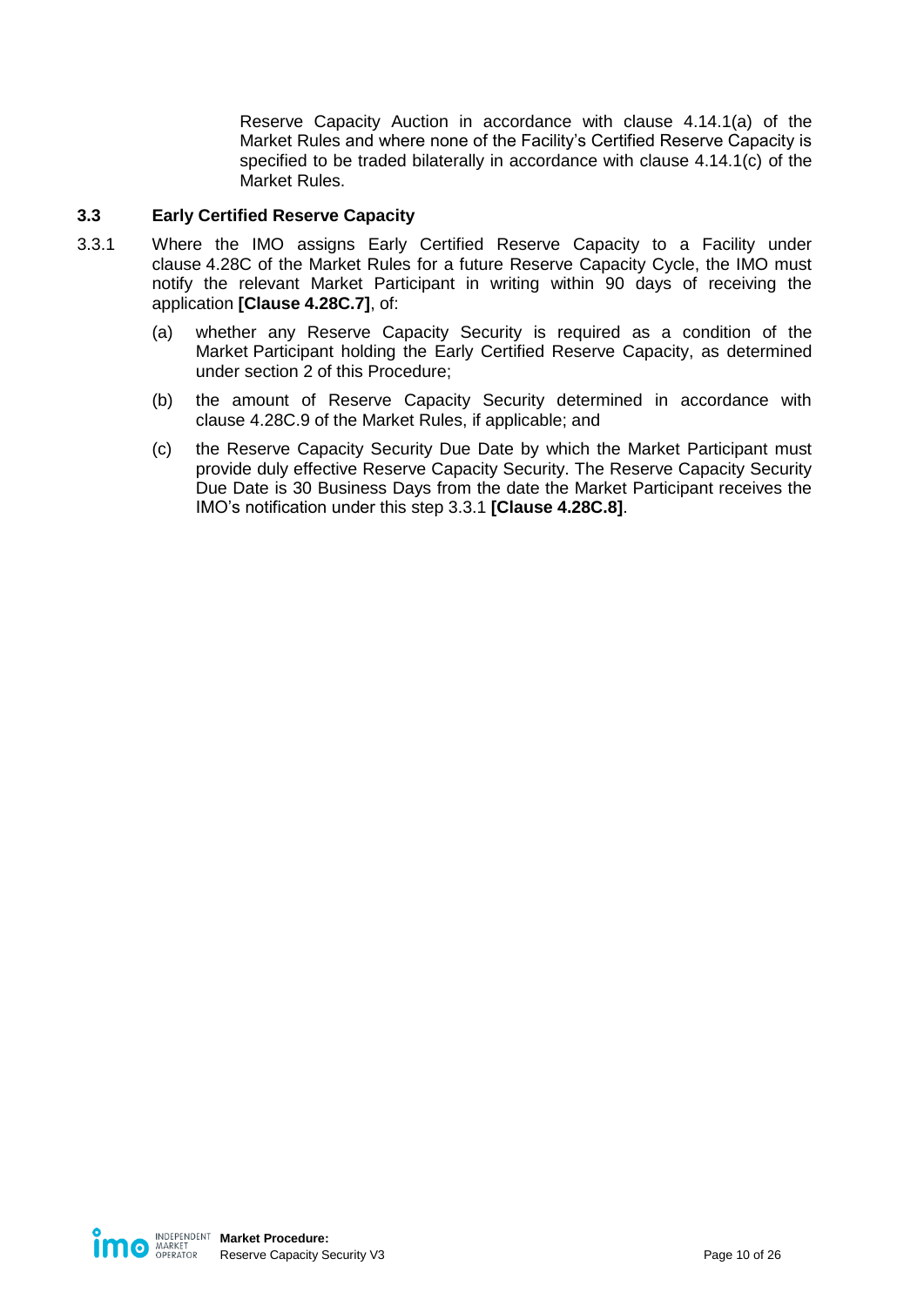Reserve Capacity Auction in accordance with clause 4.14.1(a) of the Market Rules and where none of the Facility's Certified Reserve Capacity is specified to be traded bilaterally in accordance with clause 4.14.1(c) of the Market Rules.

### 3.3 Early Certified Reserve Capacity

3.3.1 Where the IMO assigns Early Certified Reserve Capacity to a Facility under clause 4.28C of the Market Rules for a future Reserve Capacity Cycle, the IMO must notify the relevant Market Participant in writing within 90 days of receiving the application **[Clause 4.28C.7]**, of:

(a) whether any Reserve Capacity Security is required as a condition of the Market Participant holding the Early Certified Reserve Capacity, as determined under section 2 of this Procedure;

(b) the amount of Reserve Capacity Security determined in accordance with clause 4.28C.9 of the Market Rules, if applicable; and

(c) the Reserve Capacity Security Due Date by which the Market Participant must provide duly effective Reserve Capacity Security. The Reserve Capacity Security Due Date is 30 Business Days from the date the Market Participant receives the IMO's notification under this step 3.3.1 **[Clause 4.28C.8]**.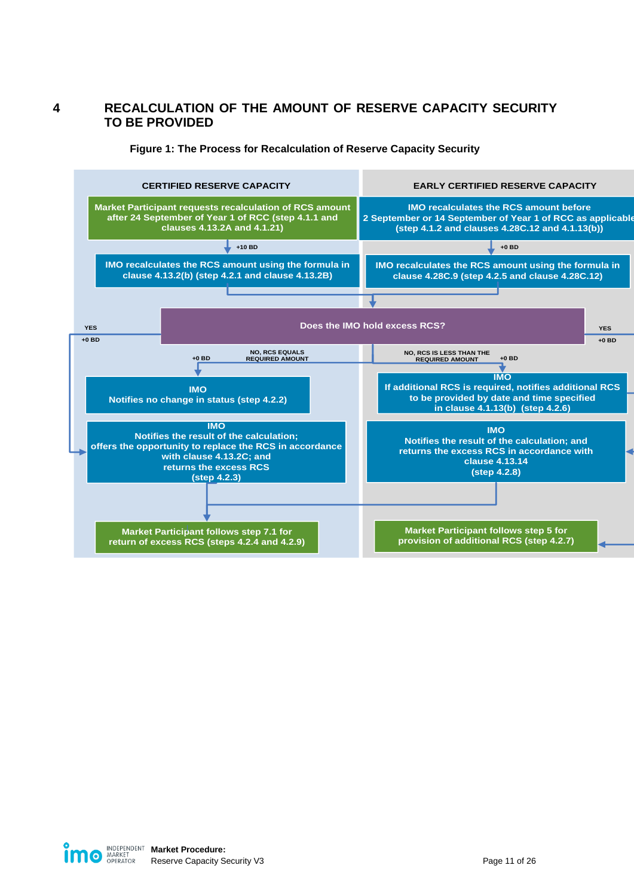# 4 RECALCULATION OF THE AMOUNT OF RESERVE CAPACITY SECURITY TO BE PROVIDED

**Figure 1: The Process for Recalculation of Reserve Capacity Security**

**CERTIFIED RESERVE CAPACITY**

Market Participant requests recalculation of RCS amount after 24 September of Year 1 of RCC (step 4.1.1 and clauses 4.13.2A and 4.1.21)

+10 BD

IMO recalculates the RCS amount using the formula in clause 4.13.2(b) (step 4.2.1 and clause 4.13.2B)

**EARLY CERTIFIED RESERVE CAPACITY**

IMO recalculates the RCS amount before 2 September or 14 September of Year 1 of RCC as applicable (step 4.1.2 and clauses 4.28C.12 and 4.1.13(b))

+0 BD

IMO recalculates the RCS amount using the formula in clause 4.28C.9 (step 4.2.5 and clause 4.28C.12)

**Does the IMO hold excess RCS?**

YES +0 BD

NO, RCS EQUALS REQUIRED AMOUNT +0 BD

NO, RCS IS LESS THAN THE REQUIRED AMOUNT +0 BD

IMO
Notifies no change in status (step 4.2.2)

IMO
Notifies the result of the calculation; offers the opportunity to replace the RCS in accordance with clause 4.13.2C; and returns the excess RCS (step 4.2.3)

IMO
If additional RCS is required, notifies additional RCS to be provided by date and time specified in clause 4.1.13(b) (step 4.2.6)

IMO
Notifies the result of the calculation; and returns the excess RCS in accordance with clause 4.13.14 (step 4.2.8)

Market Participant follows step 7.1 for return of excess RCS (steps 4.2.4 and 4.2.9)

Market Participant follows step 5 for provision of additional RCS (step 4.2.7)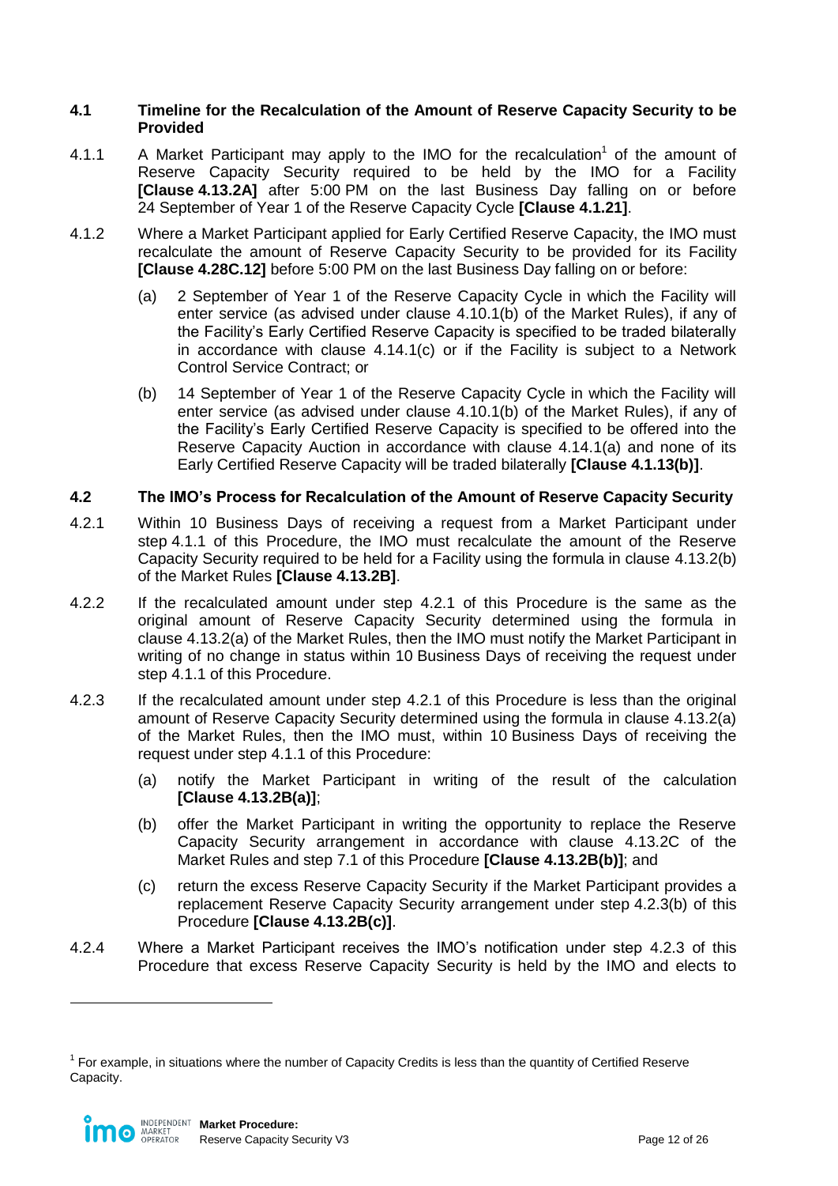## 4.1 Timeline for the Recalculation of the Amount of Reserve Capacity Security to be Provided

4.1.1 A Market Participant may apply to the IMO for the recalculation[1] of the amount of Reserve Capacity Security required to be held by the IMO for a Facility **[Clause 4.13.2A]** after 5:00 PM on the last Business Day falling on or before 24 September of Year 1 of the Reserve Capacity Cycle **[Clause 4.1.21]**.

4.1.2 Where a Market Participant applied for Early Certified Reserve Capacity, the IMO must recalculate the amount of Reserve Capacity Security to be provided for its Facility **[Clause 4.28C.12]** before 5:00 PM on the last Business Day falling on or before:

(a) 2 September of Year 1 of the Reserve Capacity Cycle in which the Facility will enter service (as advised under clause 4.10.1(b) of the Market Rules), if any of the Facility's Early Certified Reserve Capacity is specified to be traded bilaterally in accordance with clause 4.14.1(c) or if the Facility is subject to a Network Control Service Contract; or

(b) 14 September of Year 1 of the Reserve Capacity Cycle in which the Facility will enter service (as advised under clause 4.10.1(b) of the Market Rules), if any of the Facility's Early Certified Reserve Capacity is specified to be offered into the Reserve Capacity Auction in accordance with clause 4.14.1(a) and none of its Early Certified Reserve Capacity will be traded bilaterally **[Clause 4.1.13(b)]**.

## 4.2 The IMO's Process for Recalculation of the Amount of Reserve Capacity Security

4.2.1 Within 10 Business Days of receiving a request from a Market Participant under step 4.1.1 of this Procedure, the IMO must recalculate the amount of the Reserve Capacity Security required to be held for a Facility using the formula in clause 4.13.2(b) of the Market Rules **[Clause 4.13.2B]**.

4.2.2 If the recalculated amount under step 4.2.1 of this Procedure is the same as the original amount of Reserve Capacity Security determined using the formula in clause 4.13.2(a) of the Market Rules, then the IMO must notify the Market Participant in writing of no change in status within 10 Business Days of receiving the request under step 4.1.1 of this Procedure.

4.2.3 If the recalculated amount under step 4.2.1 of this Procedure is less than the original amount of Reserve Capacity Security determined using the formula in clause 4.13.2(a) of the Market Rules, then the IMO must, within 10 Business Days of receiving the request under step 4.1.1 of this Procedure:

(a) notify the Market Participant in writing of the result of the calculation **[Clause 4.13.2B(a)]**;

(b) offer the Market Participant in writing the opportunity to replace the Reserve Capacity Security arrangement in accordance with clause 4.13.2C of the Market Rules and step 7.1 of this Procedure **[Clause 4.13.2B(b)]**; and

(c) return the excess Reserve Capacity Security if the Market Participant provides a replacement Reserve Capacity Security arrangement under step 4.2.3(b) of this Procedure **[Clause 4.13.2B(c)]**.

4.2.4 Where a Market Participant receives the IMO's notification under step 4.2.3 of this Procedure that excess Reserve Capacity Security is held by the IMO and elects to

[1] For example, in situations where the number of Capacity Credits is less than the quantity of Certified Reserve Capacity.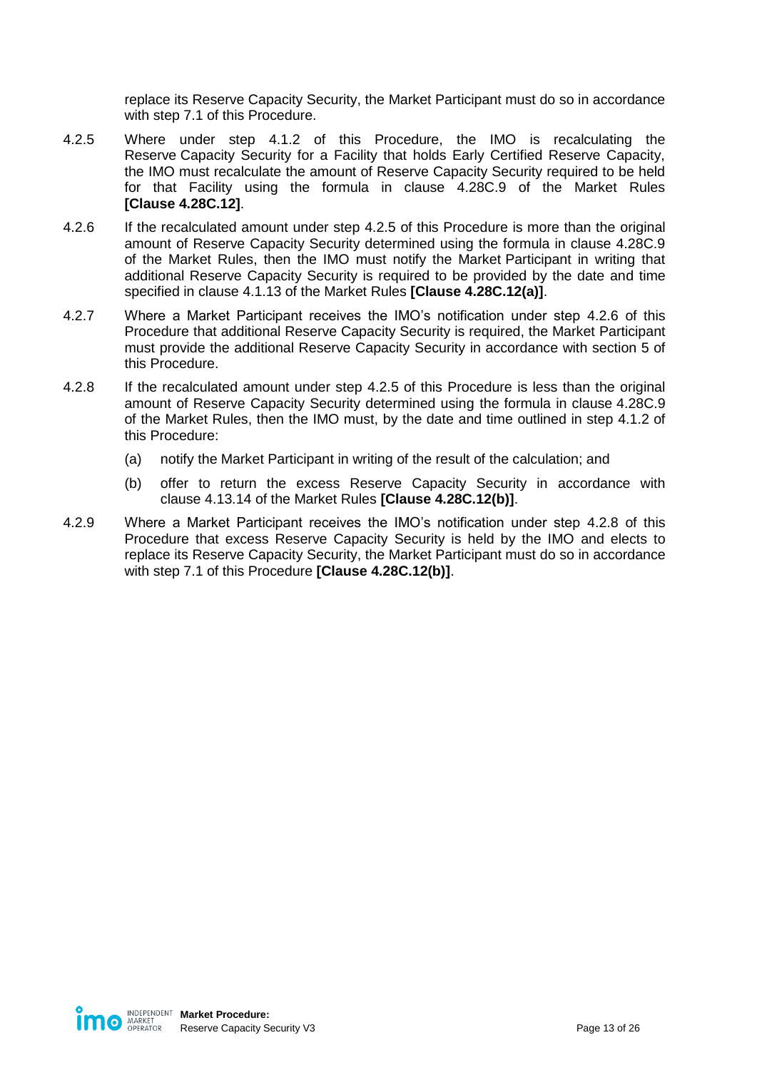replace its Reserve Capacity Security, the Market Participant must do so in accordance with step 7.1 of this Procedure.

4.2.5 Where under step 4.1.2 of this Procedure, the IMO is recalculating the Reserve Capacity Security for a Facility that holds Early Certified Reserve Capacity, the IMO must recalculate the amount of Reserve Capacity Security required to be held for that Facility using the formula in clause 4.28C.9 of the Market Rules **[Clause 4.28C.12]**.

4.2.6 If the recalculated amount under step 4.2.5 of this Procedure is more than the original amount of Reserve Capacity Security determined using the formula in clause 4.28C.9 of the Market Rules, then the IMO must notify the Market Participant in writing that additional Reserve Capacity Security is required to be provided by the date and time specified in clause 4.1.13 of the Market Rules **[Clause 4.28C.12(a)]**.

4.2.7 Where a Market Participant receives the IMO's notification under step 4.2.6 of this Procedure that additional Reserve Capacity Security is required, the Market Participant must provide the additional Reserve Capacity Security in accordance with section 5 of this Procedure.

4.2.8 If the recalculated amount under step 4.2.5 of this Procedure is less than the original amount of Reserve Capacity Security determined using the formula in clause 4.28C.9 of the Market Rules, then the IMO must, by the date and time outlined in step 4.1.2 of this Procedure:

(a) notify the Market Participant in writing of the result of the calculation; and

(b) offer to return the excess Reserve Capacity Security in accordance with clause 4.13.14 of the Market Rules **[Clause 4.28C.12(b)]**.

4.2.9 Where a Market Participant receives the IMO's notification under step 4.2.8 of this Procedure that excess Reserve Capacity Security is held by the IMO and elects to replace its Reserve Capacity Security, the Market Participant must do so in accordance with step 7.1 of this Procedure **[Clause 4.28C.12(b)]**.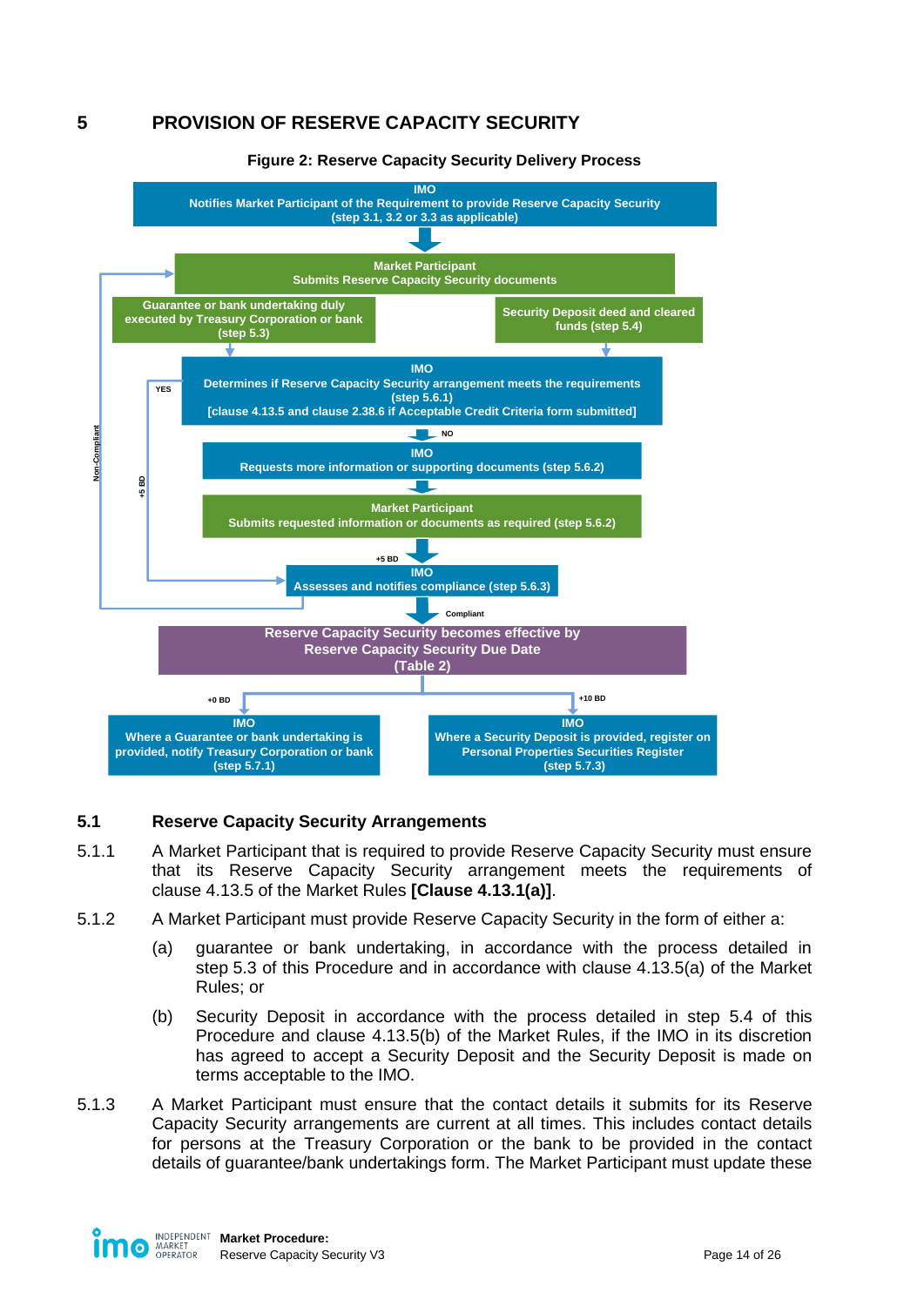# 5 PROVISION OF RESERVE CAPACITY SECURITY

**Figure 2: Reserve Capacity Security Delivery Process**

**IMO**
Notifies Market Participant of the Requirement to provide Reserve Capacity Security (step 3.1, 3.2 or 3.3 as applicable)

**Market Participant**
Submits Reserve Capacity Security documents

Guarantee or bank undertaking duly executed by Treasury Corporation or bank (step 5.3)

Security Deposit deed and cleared funds (step 5.4)

**IMO**
Determines if Reserve Capacity Security arrangement meets the requirements (step 5.6.1)
[clause 4.13.5 and clause 2.38.6 if Acceptable Credit Criteria form submitted]

YES / NO

**IMO**
Requests more information or supporting documents (step 5.6.2)

**Market Participant**
Submits requested information or documents as required (step 5.6.2)

+5 BD

**IMO**
Assesses and notifies compliance (step 5.6.3)

Non-Compliant / Compliant

Reserve Capacity Security becomes effective by Reserve Capacity Security Due Date (Table 2)

+0 BD

**IMO**
Where a Guarantee or bank undertaking is provided, notify Treasury Corporation or bank (step 5.7.1)

+10 BD

**IMO**
Where a Security Deposit is provided, register on Personal Properties Securities Register (step 5.7.3)

## 5.1 Reserve Capacity Security Arrangements

5.1.1 A Market Participant that is required to provide Reserve Capacity Security must ensure that its Reserve Capacity Security arrangement meets the requirements of clause 4.13.5 of the Market Rules **[Clause 4.13.1(a)]**.

5.1.2 A Market Participant must provide Reserve Capacity Security in the form of either a:

(a) guarantee or bank undertaking, in accordance with the process detailed in step 5.3 of this Procedure and in accordance with clause 4.13.5(a) of the Market Rules; or

(b) Security Deposit in accordance with the process detailed in step 5.4 of this Procedure and clause 4.13.5(b) of the Market Rules, if the IMO in its discretion has agreed to accept a Security Deposit and the Security Deposit is made on terms acceptable to the IMO.

5.1.3 A Market Participant must ensure that the contact details it submits for its Reserve Capacity Security arrangements are current at all times. This includes contact details for persons at the Treasury Corporation or the bank to be provided in the contact details of guarantee/bank undertakings form. The Market Participant must update these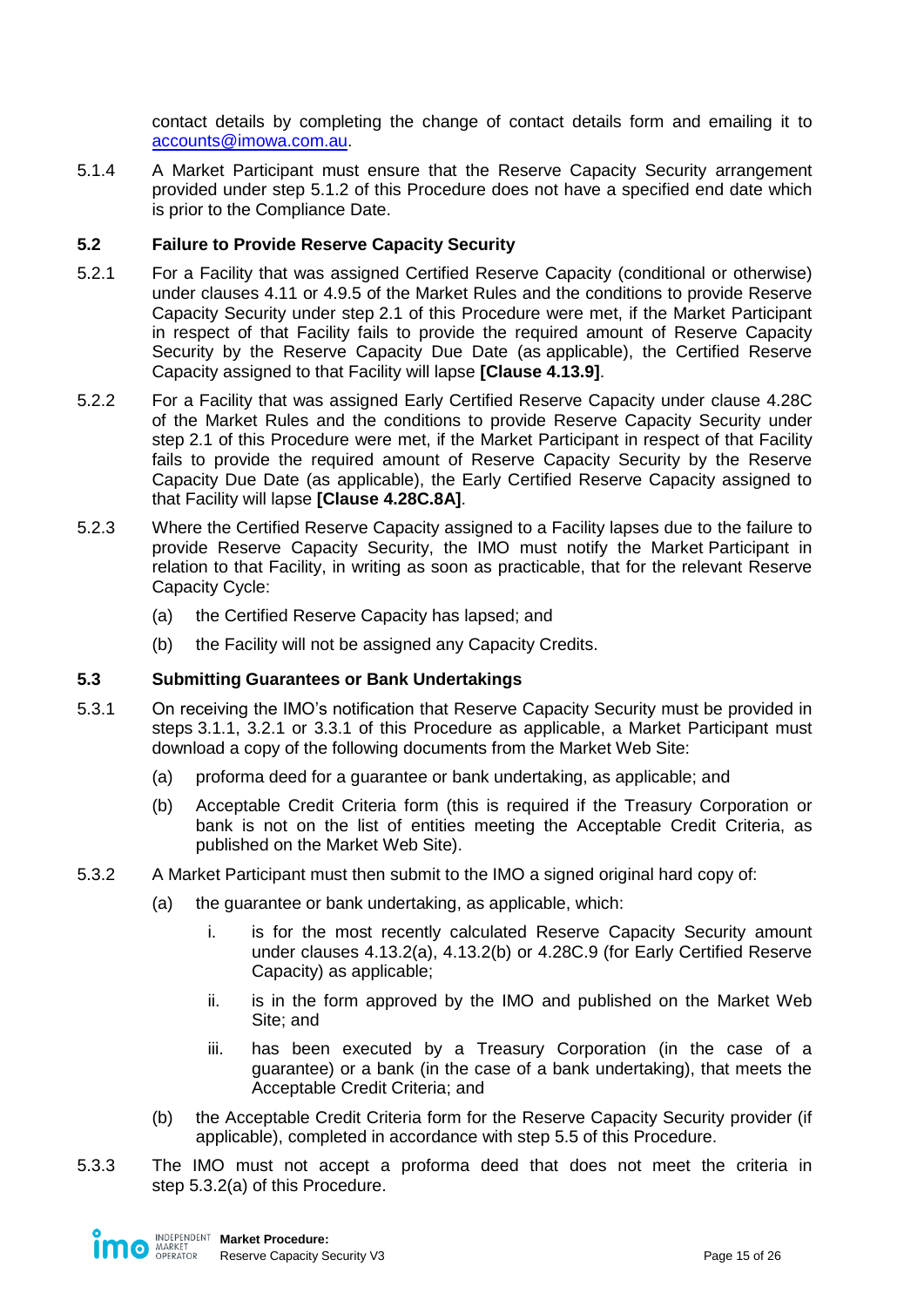contact details by completing the change of contact details form and emailing it to accounts@imowa.com.au.

5.1.4 A Market Participant must ensure that the Reserve Capacity Security arrangement provided under step 5.1.2 of this Procedure does not have a specified end date which is prior to the Compliance Date.

### 5.2 Failure to Provide Reserve Capacity Security

5.2.1 For a Facility that was assigned Certified Reserve Capacity (conditional or otherwise) under clauses 4.11 or 4.9.5 of the Market Rules and the conditions to provide Reserve Capacity Security under step 2.1 of this Procedure were met, if the Market Participant in respect of that Facility fails to provide the required amount of Reserve Capacity Security by the Reserve Capacity Due Date (as applicable), the Certified Reserve Capacity assigned to that Facility will lapse **[Clause 4.13.9]**.

5.2.2 For a Facility that was assigned Early Certified Reserve Capacity under clause 4.28C of the Market Rules and the conditions to provide Reserve Capacity Security under step 2.1 of this Procedure were met, if the Market Participant in respect of that Facility fails to provide the required amount of Reserve Capacity Security by the Reserve Capacity Due Date (as applicable), the Early Certified Reserve Capacity assigned to that Facility will lapse **[Clause 4.28C.8A]**.

5.2.3 Where the Certified Reserve Capacity assigned to a Facility lapses due to the failure to provide Reserve Capacity Security, the IMO must notify the Market Participant in relation to that Facility, in writing as soon as practicable, that for the relevant Reserve Capacity Cycle:

(a) the Certified Reserve Capacity has lapsed; and

(b) the Facility will not be assigned any Capacity Credits.

### 5.3 Submitting Guarantees or Bank Undertakings

5.3.1 On receiving the IMO's notification that Reserve Capacity Security must be provided in steps 3.1.1, 3.2.1 or 3.3.1 of this Procedure as applicable, a Market Participant must download a copy of the following documents from the Market Web Site:

(a) proforma deed for a guarantee or bank undertaking, as applicable; and

(b) Acceptable Credit Criteria form (this is required if the Treasury Corporation or bank is not on the list of entities meeting the Acceptable Credit Criteria, as published on the Market Web Site).

5.3.2 A Market Participant must then submit to the IMO a signed original hard copy of:

(a) the guarantee or bank undertaking, as applicable, which:

i. is for the most recently calculated Reserve Capacity Security amount under clauses 4.13.2(a), 4.13.2(b) or 4.28C.9 (for Early Certified Reserve Capacity) as applicable;

ii. is in the form approved by the IMO and published on the Market Web Site; and

iii. has been executed by a Treasury Corporation (in the case of a guarantee) or a bank (in the case of a bank undertaking), that meets the Acceptable Credit Criteria; and

(b) the Acceptable Credit Criteria form for the Reserve Capacity Security provider (if applicable), completed in accordance with step 5.5 of this Procedure.

5.3.3 The IMO must not accept a proforma deed that does not meet the criteria in step 5.3.2(a) of this Procedure.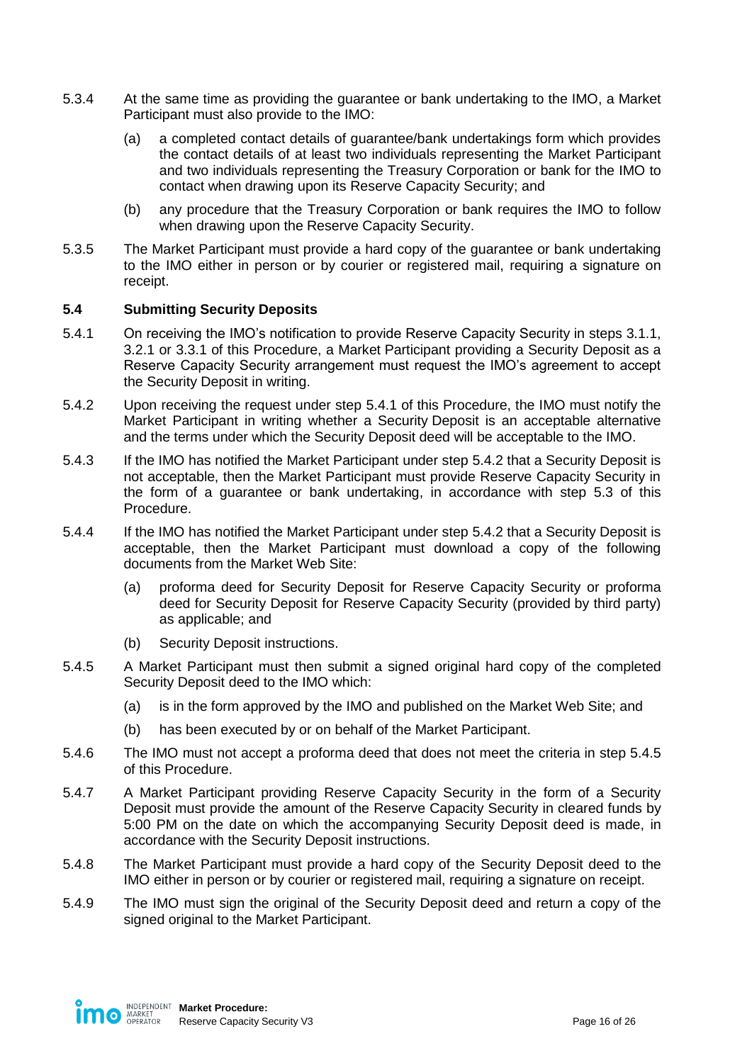5.3.4 At the same time as providing the guarantee or bank undertaking to the IMO, a Market Participant must also provide to the IMO:

(a) a completed contact details of guarantee/bank undertakings form which provides the contact details of at least two individuals representing the Market Participant and two individuals representing the Treasury Corporation or bank for the IMO to contact when drawing upon its Reserve Capacity Security; and

(b) any procedure that the Treasury Corporation or bank requires the IMO to follow when drawing upon the Reserve Capacity Security.

5.3.5 The Market Participant must provide a hard copy of the guarantee or bank undertaking to the IMO either in person or by courier or registered mail, requiring a signature on receipt.

### 5.4 Submitting Security Deposits

5.4.1 On receiving the IMO's notification to provide Reserve Capacity Security in steps 3.1.1, 3.2.1 or 3.3.1 of this Procedure, a Market Participant providing a Security Deposit as a Reserve Capacity Security arrangement must request the IMO's agreement to accept the Security Deposit in writing.

5.4.2 Upon receiving the request under step 5.4.1 of this Procedure, the IMO must notify the Market Participant in writing whether a Security Deposit is an acceptable alternative and the terms under which the Security Deposit deed will be acceptable to the IMO.

5.4.3 If the IMO has notified the Market Participant under step 5.4.2 that a Security Deposit is not acceptable, then the Market Participant must provide Reserve Capacity Security in the form of a guarantee or bank undertaking, in accordance with step 5.3 of this Procedure.

5.4.4 If the IMO has notified the Market Participant under step 5.4.2 that a Security Deposit is acceptable, then the Market Participant must download a copy of the following documents from the Market Web Site:

(a) proforma deed for Security Deposit for Reserve Capacity Security or proforma deed for Security Deposit for Reserve Capacity Security (provided by third party) as applicable; and

(b) Security Deposit instructions.

5.4.5 A Market Participant must then submit a signed original hard copy of the completed Security Deposit deed to the IMO which:

(a) is in the form approved by the IMO and published on the Market Web Site; and

(b) has been executed by or on behalf of the Market Participant.

5.4.6 The IMO must not accept a proforma deed that does not meet the criteria in step 5.4.5 of this Procedure.

5.4.7 A Market Participant providing Reserve Capacity Security in the form of a Security Deposit must provide the amount of the Reserve Capacity Security in cleared funds by 5:00 PM on the date on which the accompanying Security Deposit deed is made, in accordance with the Security Deposit instructions.

5.4.8 The Market Participant must provide a hard copy of the Security Deposit deed to the IMO either in person or by courier or registered mail, requiring a signature on receipt.

5.4.9 The IMO must sign the original of the Security Deposit deed and return a copy of the signed original to the Market Participant.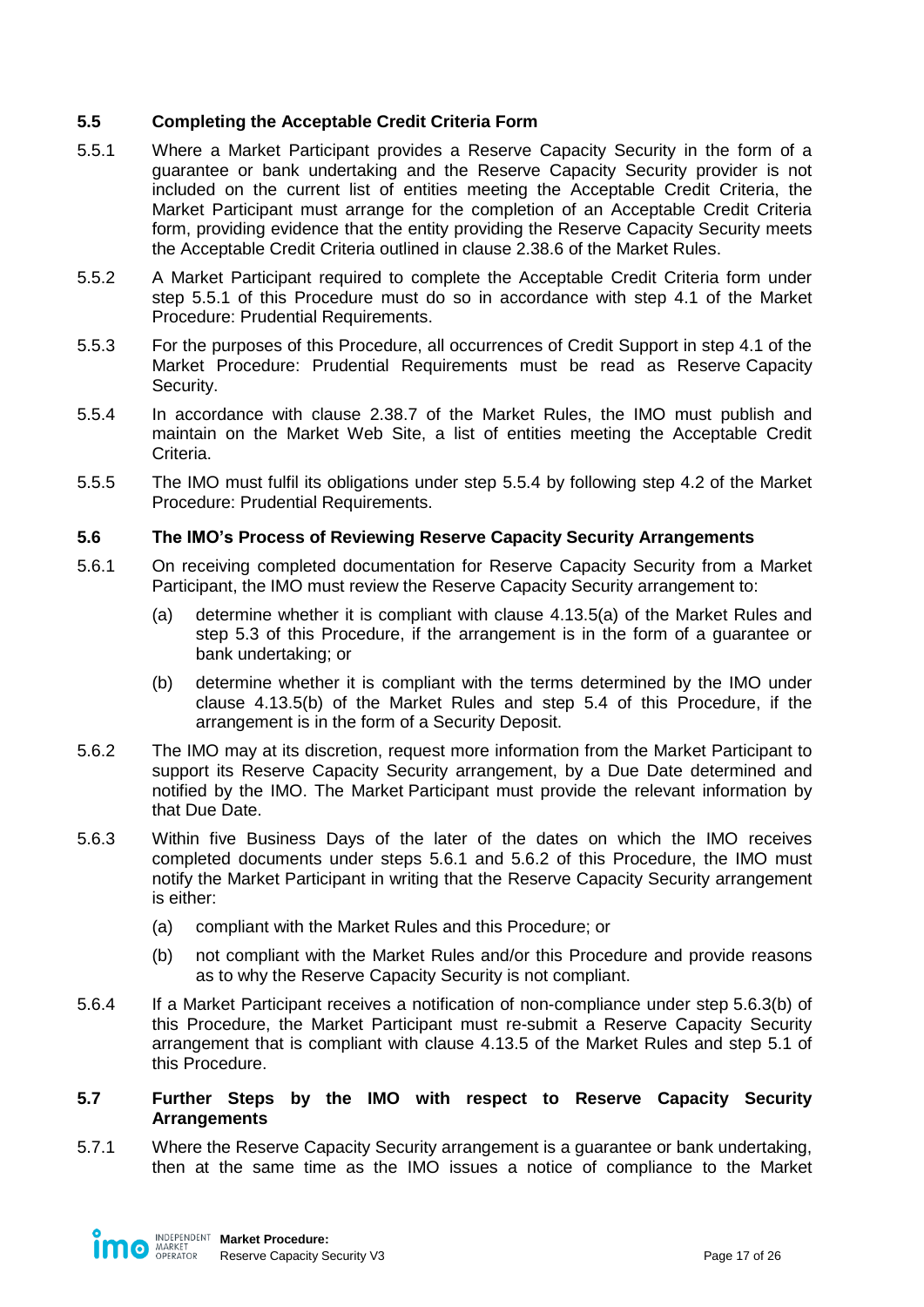### 5.5 Completing the Acceptable Credit Criteria Form

5.5.1 Where a Market Participant provides a Reserve Capacity Security in the form of a guarantee or bank undertaking and the Reserve Capacity Security provider is not included on the current list of entities meeting the Acceptable Credit Criteria, the Market Participant must arrange for the completion of an Acceptable Credit Criteria form, providing evidence that the entity providing the Reserve Capacity Security meets the Acceptable Credit Criteria outlined in clause 2.38.6 of the Market Rules.

5.5.2 A Market Participant required to complete the Acceptable Credit Criteria form under step 5.5.1 of this Procedure must do so in accordance with step 4.1 of the Market Procedure: Prudential Requirements.

5.5.3 For the purposes of this Procedure, all occurrences of Credit Support in step 4.1 of the Market Procedure: Prudential Requirements must be read as Reserve Capacity Security.

5.5.4 In accordance with clause 2.38.7 of the Market Rules, the IMO must publish and maintain on the Market Web Site, a list of entities meeting the Acceptable Credit Criteria.

5.5.5 The IMO must fulfil its obligations under step 5.5.4 by following step 4.2 of the Market Procedure: Prudential Requirements.

### 5.6 The IMO's Process of Reviewing Reserve Capacity Security Arrangements

5.6.1 On receiving completed documentation for Reserve Capacity Security from a Market Participant, the IMO must review the Reserve Capacity Security arrangement to:

(a) determine whether it is compliant with clause 4.13.5(a) of the Market Rules and step 5.3 of this Procedure, if the arrangement is in the form of a guarantee or bank undertaking; or

(b) determine whether it is compliant with the terms determined by the IMO under clause 4.13.5(b) of the Market Rules and step 5.4 of this Procedure, if the arrangement is in the form of a Security Deposit.

5.6.2 The IMO may at its discretion, request more information from the Market Participant to support its Reserve Capacity Security arrangement, by a Due Date determined and notified by the IMO. The Market Participant must provide the relevant information by that Due Date.

5.6.3 Within five Business Days of the later of the dates on which the IMO receives completed documents under steps 5.6.1 and 5.6.2 of this Procedure, the IMO must notify the Market Participant in writing that the Reserve Capacity Security arrangement is either:

(a) compliant with the Market Rules and this Procedure; or

(b) not compliant with the Market Rules and/or this Procedure and provide reasons as to why the Reserve Capacity Security is not compliant.

5.6.4 If a Market Participant receives a notification of non-compliance under step 5.6.3(b) of this Procedure, the Market Participant must re-submit a Reserve Capacity Security arrangement that is compliant with clause 4.13.5 of the Market Rules and step 5.1 of this Procedure.

### 5.7 Further Steps by the IMO with respect to Reserve Capacity Security Arrangements

5.7.1 Where the Reserve Capacity Security arrangement is a guarantee or bank undertaking, then at the same time as the IMO issues a notice of compliance to the Market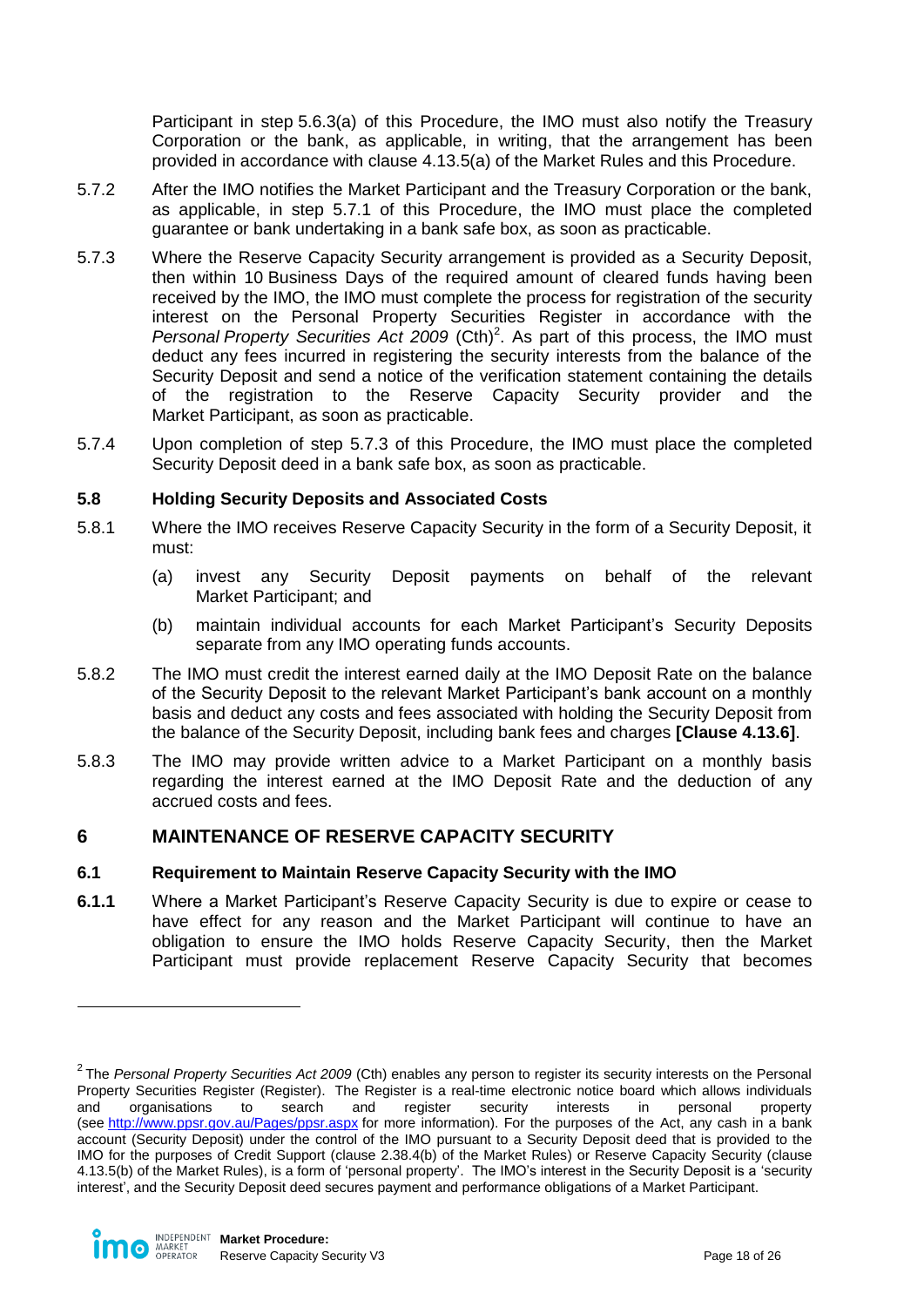Participant in step 5.6.3(a) of this Procedure, the IMO must also notify the Treasury Corporation or the bank, as applicable, in writing, that the arrangement has been provided in accordance with clause 4.13.5(a) of the Market Rules and this Procedure.

5.7.2 After the IMO notifies the Market Participant and the Treasury Corporation or the bank, as applicable, in step 5.7.1 of this Procedure, the IMO must place the completed guarantee or bank undertaking in a bank safe box, as soon as practicable.

5.7.3 Where the Reserve Capacity Security arrangement is provided as a Security Deposit, then within 10 Business Days of the required amount of cleared funds having been received by the IMO, the IMO must complete the process for registration of the security interest on the Personal Property Securities Register in accordance with the *Personal Property Securities Act 2009* (Cth)[2]. As part of this process, the IMO must deduct any fees incurred in registering the security interests from the balance of the Security Deposit and send a notice of the verification statement containing the details of the registration to the Reserve Capacity Security provider and the Market Participant, as soon as practicable.

5.7.4 Upon completion of step 5.7.3 of this Procedure, the IMO must place the completed Security Deposit deed in a bank safe box, as soon as practicable.

### 5.8 Holding Security Deposits and Associated Costs

5.8.1 Where the IMO receives Reserve Capacity Security in the form of a Security Deposit, it must:

(a) invest any Security Deposit payments on behalf of the relevant Market Participant; and

(b) maintain individual accounts for each Market Participant's Security Deposits separate from any IMO operating funds accounts.

5.8.2 The IMO must credit the interest earned daily at the IMO Deposit Rate on the balance of the Security Deposit to the relevant Market Participant's bank account on a monthly basis and deduct any costs and fees associated with holding the Security Deposit from the balance of the Security Deposit, including bank fees and charges **[Clause 4.13.6]**.

5.8.3 The IMO may provide written advice to a Market Participant on a monthly basis regarding the interest earned at the IMO Deposit Rate and the deduction of any accrued costs and fees.

## 6 MAINTENANCE OF RESERVE CAPACITY SECURITY

### 6.1 Requirement to Maintain Reserve Capacity Security with the IMO

**6.1.1** Where a Market Participant's Reserve Capacity Security is due to expire or cease to have effect for any reason and the Market Participant will continue to have an obligation to ensure the IMO holds Reserve Capacity Security, then the Market Participant must provide replacement Reserve Capacity Security that becomes

---

[2] The *Personal Property Securities Act 2009* (Cth) enables any person to register its security interests on the Personal Property Securities Register (Register). The Register is a real-time electronic notice board which allows individuals and organisations to search and register security interests in personal property (see http://www.ppsr.gov.au/Pages/ppsr.aspx for more information). For the purposes of the Act, any cash in a bank account (Security Deposit) under the control of the IMO pursuant to a Security Deposit deed that is provided to the IMO for the purposes of Credit Support (clause 2.38.4(b) of the Market Rules) or Reserve Capacity Security (clause 4.13.5(b) of the Market Rules), is a form of 'personal property'. The IMO's interest in the Security Deposit is a 'security interest', and the Security Deposit deed secures payment and performance obligations of a Market Participant.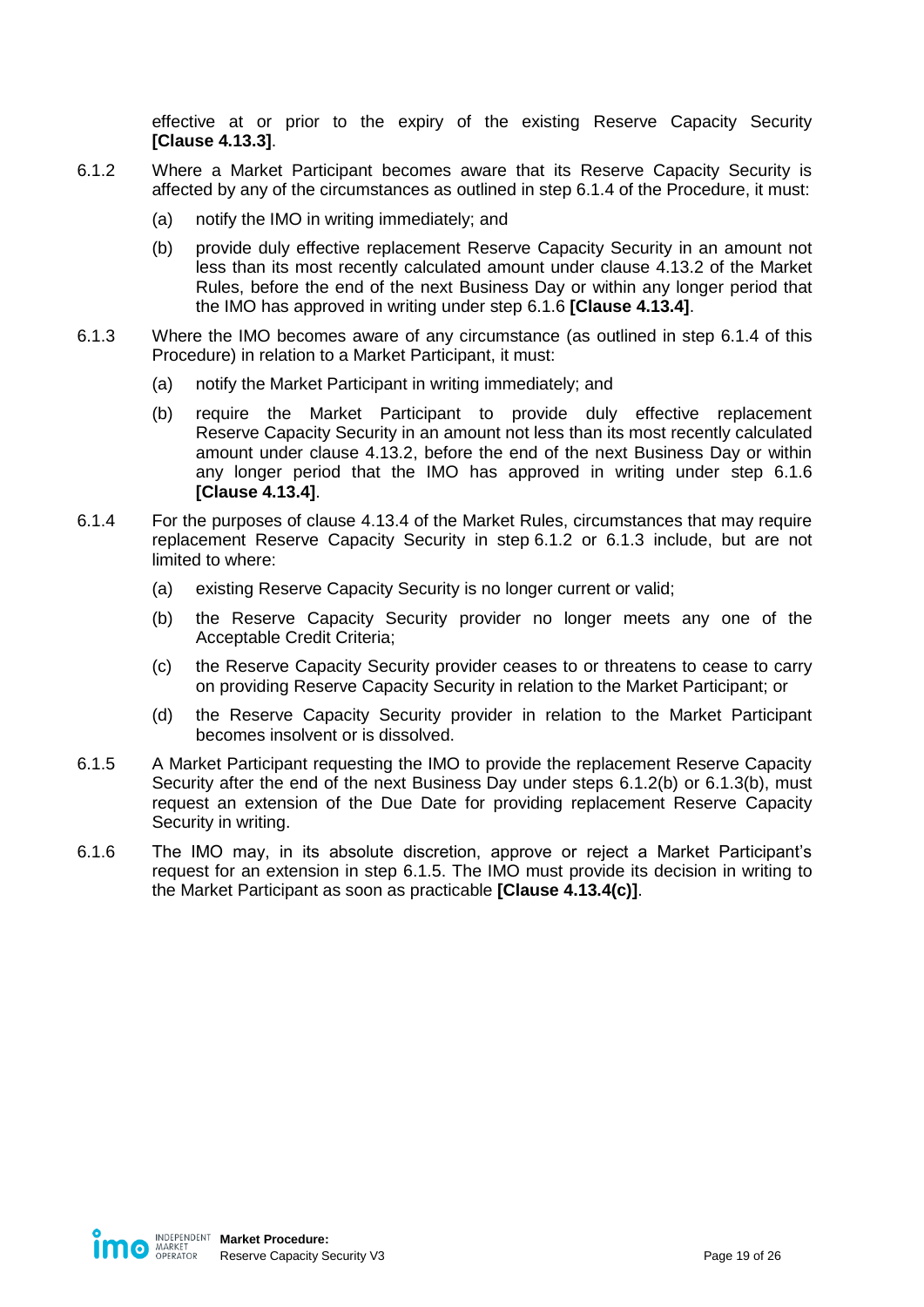effective at or prior to the expiry of the existing Reserve Capacity Security **[Clause 4.13.3]**.

6.1.2 Where a Market Participant becomes aware that its Reserve Capacity Security is affected by any of the circumstances as outlined in step 6.1.4 of the Procedure, it must:

(a) notify the IMO in writing immediately; and

(b) provide duly effective replacement Reserve Capacity Security in an amount not less than its most recently calculated amount under clause 4.13.2 of the Market Rules, before the end of the next Business Day or within any longer period that the IMO has approved in writing under step 6.1.6 **[Clause 4.13.4]**.

6.1.3 Where the IMO becomes aware of any circumstance (as outlined in step 6.1.4 of this Procedure) in relation to a Market Participant, it must:

(a) notify the Market Participant in writing immediately; and

(b) require the Market Participant to provide duly effective replacement Reserve Capacity Security in an amount not less than its most recently calculated amount under clause 4.13.2, before the end of the next Business Day or within any longer period that the IMO has approved in writing under step 6.1.6 **[Clause 4.13.4]**.

6.1.4 For the purposes of clause 4.13.4 of the Market Rules, circumstances that may require replacement Reserve Capacity Security in step 6.1.2 or 6.1.3 include, but are not limited to where:

(a) existing Reserve Capacity Security is no longer current or valid;

(b) the Reserve Capacity Security provider no longer meets any one of the Acceptable Credit Criteria;

(c) the Reserve Capacity Security provider ceases to or threatens to cease to carry on providing Reserve Capacity Security in relation to the Market Participant; or

(d) the Reserve Capacity Security provider in relation to the Market Participant becomes insolvent or is dissolved.

6.1.5 A Market Participant requesting the IMO to provide the replacement Reserve Capacity Security after the end of the next Business Day under steps 6.1.2(b) or 6.1.3(b), must request an extension of the Due Date for providing replacement Reserve Capacity Security in writing.

6.1.6 The IMO may, in its absolute discretion, approve or reject a Market Participant's request for an extension in step 6.1.5. The IMO must provide its decision in writing to the Market Participant as soon as practicable **[Clause 4.13.4(c)]**.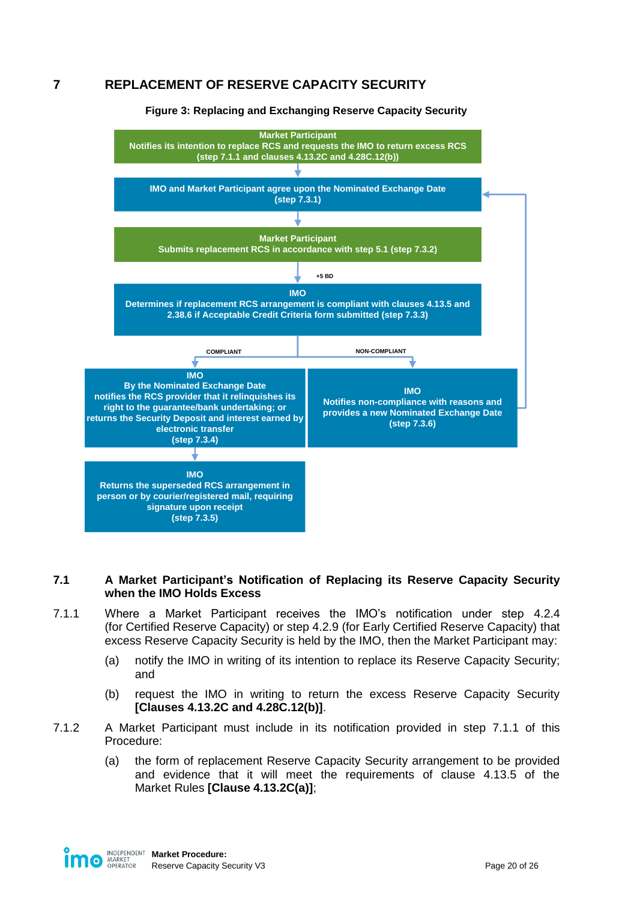# 7 REPLACEMENT OF RESERVE CAPACITY SECURITY

**Figure 3: Replacing and Exchanging Reserve Capacity Security**

**Market Participant**
Notifies its intention to replace RCS and requests the IMO to return excess RCS (step 7.1.1 and clauses 4.13.2C and 4.28C.12(b))

↓

**IMO and Market Participant agree upon the Nominated Exchange Date (step 7.3.1)**

↓

**Market Participant**
Submits replacement RCS in accordance with step 5.1 (step 7.3.2)

↓ +5 BD

**IMO**
Determines if replacement RCS arrangement is compliant with clauses 4.13.5 and 2.38.6 if Acceptable Credit Criteria form submitted (step 7.3.3)

COMPLIANT:

**IMO**
By the Nominated Exchange Date notifies the RCS provider that it relinquishes its right to the guarantee/bank undertaking; or returns the Security Deposit and interest earned by electronic transfer (step 7.3.4)

↓

**IMO**
Returns the superseded RCS arrangement in person or by courier/registered mail, requiring signature upon receipt (step 7.3.5)

NON-COMPLIANT:

**IMO**
Notifies non-compliance with reasons and provides a new Nominated Exchange Date (step 7.3.6) → returns to "IMO and Market Participant agree upon the Nominated Exchange Date (step 7.3.1)"

## 7.1 A Market Participant's Notification of Replacing its Reserve Capacity Security when the IMO Holds Excess

7.1.1 Where a Market Participant receives the IMO's notification under step 4.2.4 (for Certified Reserve Capacity) or step 4.2.9 (for Early Certified Reserve Capacity) that excess Reserve Capacity Security is held by the IMO, then the Market Participant may:

(a) notify the IMO in writing of its intention to replace its Reserve Capacity Security; and

(b) request the IMO in writing to return the excess Reserve Capacity Security **[Clauses 4.13.2C and 4.28C.12(b)]**.

7.1.2 A Market Participant must include in its notification provided in step 7.1.1 of this Procedure:

(a) the form of replacement Reserve Capacity Security arrangement to be provided and evidence that it will meet the requirements of clause 4.13.5 of the Market Rules **[Clause 4.13.2C(a)]**;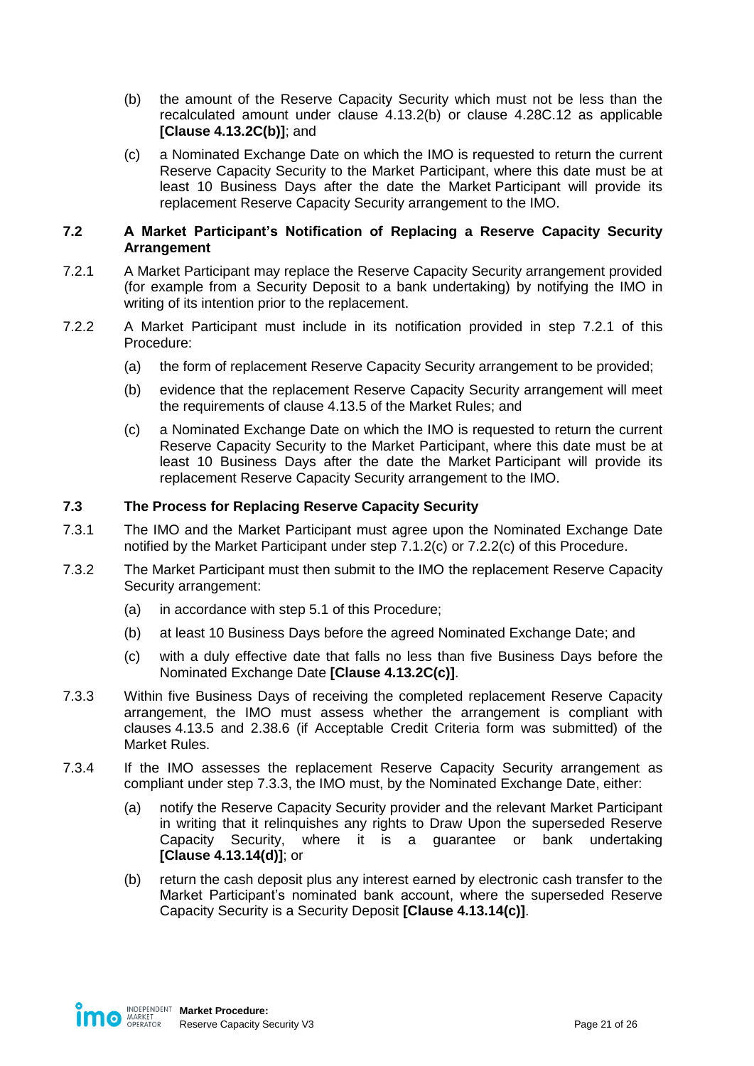(b) the amount of the Reserve Capacity Security which must not be less than the recalculated amount under clause 4.13.2(b) or clause 4.28C.12 as applicable **[Clause 4.13.2C(b)]**; and

(c) a Nominated Exchange Date on which the IMO is requested to return the current Reserve Capacity Security to the Market Participant, where this date must be at least 10 Business Days after the date the Market Participant will provide its replacement Reserve Capacity Security arrangement to the IMO.

### 7.2 A Market Participant's Notification of Replacing a Reserve Capacity Security Arrangement

7.2.1 A Market Participant may replace the Reserve Capacity Security arrangement provided (for example from a Security Deposit to a bank undertaking) by notifying the IMO in writing of its intention prior to the replacement.

7.2.2 A Market Participant must include in its notification provided in step 7.2.1 of this Procedure:

(a) the form of replacement Reserve Capacity Security arrangement to be provided;

(b) evidence that the replacement Reserve Capacity Security arrangement will meet the requirements of clause 4.13.5 of the Market Rules; and

(c) a Nominated Exchange Date on which the IMO is requested to return the current Reserve Capacity Security to the Market Participant, where this date must be at least 10 Business Days after the date the Market Participant will provide its replacement Reserve Capacity Security arrangement to the IMO.

### 7.3 The Process for Replacing Reserve Capacity Security

7.3.1 The IMO and the Market Participant must agree upon the Nominated Exchange Date notified by the Market Participant under step 7.1.2(c) or 7.2.2(c) of this Procedure.

7.3.2 The Market Participant must then submit to the IMO the replacement Reserve Capacity Security arrangement:

(a) in accordance with step 5.1 of this Procedure;

(b) at least 10 Business Days before the agreed Nominated Exchange Date; and

(c) with a duly effective date that falls no less than five Business Days before the Nominated Exchange Date **[Clause 4.13.2C(c)]**.

7.3.3 Within five Business Days of receiving the completed replacement Reserve Capacity arrangement, the IMO must assess whether the arrangement is compliant with clauses 4.13.5 and 2.38.6 (if Acceptable Credit Criteria form was submitted) of the Market Rules.

7.3.4 If the IMO assesses the replacement Reserve Capacity Security arrangement as compliant under step 7.3.3, the IMO must, by the Nominated Exchange Date, either:

(a) notify the Reserve Capacity Security provider and the relevant Market Participant in writing that it relinquishes any rights to Draw Upon the superseded Reserve Capacity Security, where it is a guarantee or bank undertaking **[Clause 4.13.14(d)]**; or

(b) return the cash deposit plus any interest earned by electronic cash transfer to the Market Participant's nominated bank account, where the superseded Reserve Capacity Security is a Security Deposit **[Clause 4.13.14(c)]**.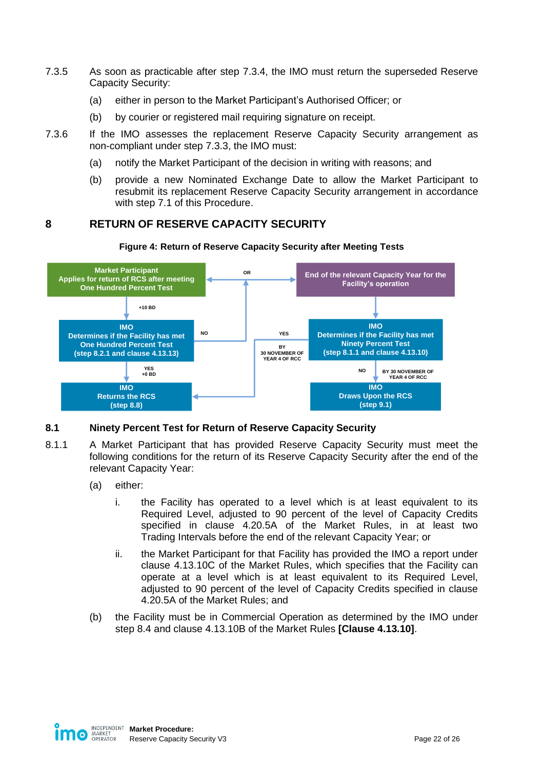7.3.5 As soon as practicable after step 7.3.4, the IMO must return the superseded Reserve Capacity Security:

(a) either in person to the Market Participant's Authorised Officer; or

(b) by courier or registered mail requiring signature on receipt.

7.3.6 If the IMO assesses the replacement Reserve Capacity Security arrangement as non-compliant under step 7.3.3, the IMO must:

(a) notify the Market Participant of the decision in writing with reasons; and

(b) provide a new Nominated Exchange Date to allow the Market Participant to resubmit its replacement Reserve Capacity Security arrangement in accordance with step 7.1 of this Procedure.

# 8 RETURN OF RESERVE CAPACITY SECURITY

**Figure 4: Return of Reserve Capacity Security after Meeting Tests**

**Market Participant**
Applies for return of RCS after meeting One Hundred Percent Test

OR

End of the relevant Capacity Year for the Facility's operation

+10 BD

**IMO**
Determines if the Facility has met One Hundred Percent Test
(step 8.2.1 and clause 4.13.13)

NO

YES

BY 30 NOVEMBER OF YEAR 4 OF RCC

**IMO**
Determines if the Facility has met Ninety Percent Test
(step 8.1.1 and clause 4.13.10)

YES
+0 BD

NO

BY 30 NOVEMBER OF YEAR 4 OF RCC

**IMO**
Returns the RCS
(step 8.8)

**IMO**
Draws Upon the RCS
(step 9.1)

## 8.1 Ninety Percent Test for Return of Reserve Capacity Security

8.1.1 A Market Participant that has provided Reserve Capacity Security must meet the following conditions for the return of its Reserve Capacity Security after the end of the relevant Capacity Year:

(a) either:

i. the Facility has operated to a level which is at least equivalent to its Required Level, adjusted to 90 percent of the level of Capacity Credits specified in clause 4.20.5A of the Market Rules, in at least two Trading Intervals before the end of the relevant Capacity Year; or

ii. the Market Participant for that Facility has provided the IMO a report under clause 4.13.10C of the Market Rules, which specifies that the Facility can operate at a level which is at least equivalent to its Required Level, adjusted to 90 percent of the level of Capacity Credits specified in clause 4.20.5A of the Market Rules; and

(b) the Facility must be in Commercial Operation as determined by the IMO under step 8.4 and clause 4.13.10B of the Market Rules **[Clause 4.13.10]**.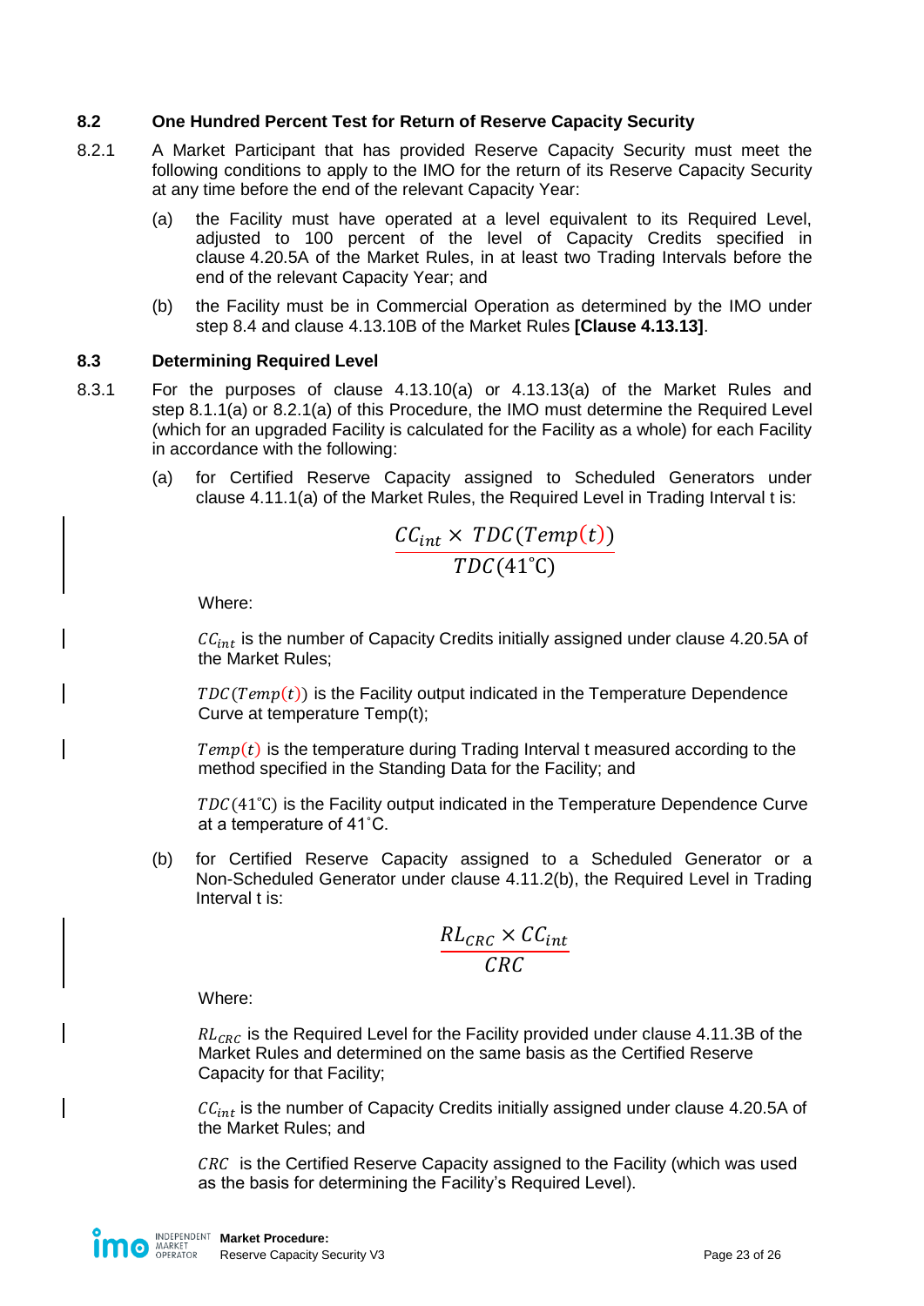### 8.2 One Hundred Percent Test for Return of Reserve Capacity Security

8.2.1 A Market Participant that has provided Reserve Capacity Security must meet the following conditions to apply to the IMO for the return of its Reserve Capacity Security at any time before the end of the relevant Capacity Year:

(a) the Facility must have operated at a level equivalent to its Required Level, adjusted to 100 percent of the level of Capacity Credits specified in clause 4.20.5A of the Market Rules, in at least two Trading Intervals before the end of the relevant Capacity Year; and

(b) the Facility must be in Commercial Operation as determined by the IMO under step 8.4 and clause 4.13.10B of the Market Rules **[Clause 4.13.13]**.

### 8.3 Determining Required Level

8.3.1 For the purposes of clause 4.13.10(a) or 4.13.13(a) of the Market Rules and step 8.1.1(a) or 8.2.1(a) of this Procedure, the IMO must determine the Required Level (which for an upgraded Facility is calculated for the Facility as a whole) for each Facility in accordance with the following:

(a) for Certified Reserve Capacity assigned to Scheduled Generators under clause 4.11.1(a) of the Market Rules, the Required Level in Trading Interval t is:

$$\frac{CC_{int} \times TDC(Temp(t))}{TDC(41^{\circ}\mathrm{C})}$$

Where:

$CC_{int}$ is the number of Capacity Credits initially assigned under clause 4.20.5A of the Market Rules;

$TDC(Temp(t))$ is the Facility output indicated in the Temperature Dependence Curve at temperature Temp(t);

$Temp(t)$ is the temperature during Trading Interval t measured according to the method specified in the Standing Data for the Facility; and

$TDC(41^{\circ}\mathrm{C})$ is the Facility output indicated in the Temperature Dependence Curve at a temperature of 41˚C.

(b) for Certified Reserve Capacity assigned to a Scheduled Generator or a Non-Scheduled Generator under clause 4.11.2(b), the Required Level in Trading Interval t is:

$$\frac{RL_{CRC} \times CC_{int}}{CRC}$$

Where:

$RL_{CRC}$ is the Required Level for the Facility provided under clause 4.11.3B of the Market Rules and determined on the same basis as the Certified Reserve Capacity for that Facility;

$CC_{int}$ is the number of Capacity Credits initially assigned under clause 4.20.5A of the Market Rules; and

$CRC$ is the Certified Reserve Capacity assigned to the Facility (which was used as the basis for determining the Facility's Required Level).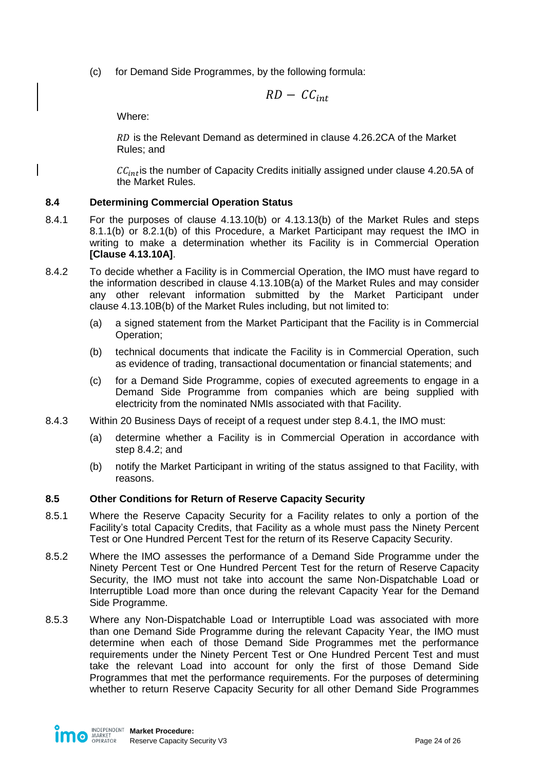(c) for Demand Side Programmes, by the following formula:

$$RD - CC_{int}$$

Where:

$RD$ is the Relevant Demand as determined in clause 4.26.2CA of the Market Rules; and

$CC_{int}$ is the number of Capacity Credits initially assigned under clause 4.20.5A of the Market Rules.

### 8.4 Determining Commercial Operation Status

8.4.1 For the purposes of clause 4.13.10(b) or 4.13.13(b) of the Market Rules and steps 8.1.1(b) or 8.2.1(b) of this Procedure, a Market Participant may request the IMO in writing to make a determination whether its Facility is in Commercial Operation **[Clause 4.13.10A]**.

8.4.2 To decide whether a Facility is in Commercial Operation, the IMO must have regard to the information described in clause 4.13.10B(a) of the Market Rules and may consider any other relevant information submitted by the Market Participant under clause 4.13.10B(b) of the Market Rules including, but not limited to:

(a) a signed statement from the Market Participant that the Facility is in Commercial Operation;

(b) technical documents that indicate the Facility is in Commercial Operation, such as evidence of trading, transactional documentation or financial statements; and

(c) for a Demand Side Programme, copies of executed agreements to engage in a Demand Side Programme from companies which are being supplied with electricity from the nominated NMIs associated with that Facility.

8.4.3 Within 20 Business Days of receipt of a request under step 8.4.1, the IMO must:

(a) determine whether a Facility is in Commercial Operation in accordance with step 8.4.2; and

(b) notify the Market Participant in writing of the status assigned to that Facility, with reasons.

### 8.5 Other Conditions for Return of Reserve Capacity Security

8.5.1 Where the Reserve Capacity Security for a Facility relates to only a portion of the Facility's total Capacity Credits, that Facility as a whole must pass the Ninety Percent Test or One Hundred Percent Test for the return of its Reserve Capacity Security.

8.5.2 Where the IMO assesses the performance of a Demand Side Programme under the Ninety Percent Test or One Hundred Percent Test for the return of Reserve Capacity Security, the IMO must not take into account the same Non-Dispatchable Load or Interruptible Load more than once during the relevant Capacity Year for the Demand Side Programme.

8.5.3 Where any Non-Dispatchable Load or Interruptible Load was associated with more than one Demand Side Programme during the relevant Capacity Year, the IMO must determine when each of those Demand Side Programmes met the performance requirements under the Ninety Percent Test or One Hundred Percent Test and must take the relevant Load into account for only the first of those Demand Side Programmes that met the performance requirements. For the purposes of determining whether to return Reserve Capacity Security for all other Demand Side Programmes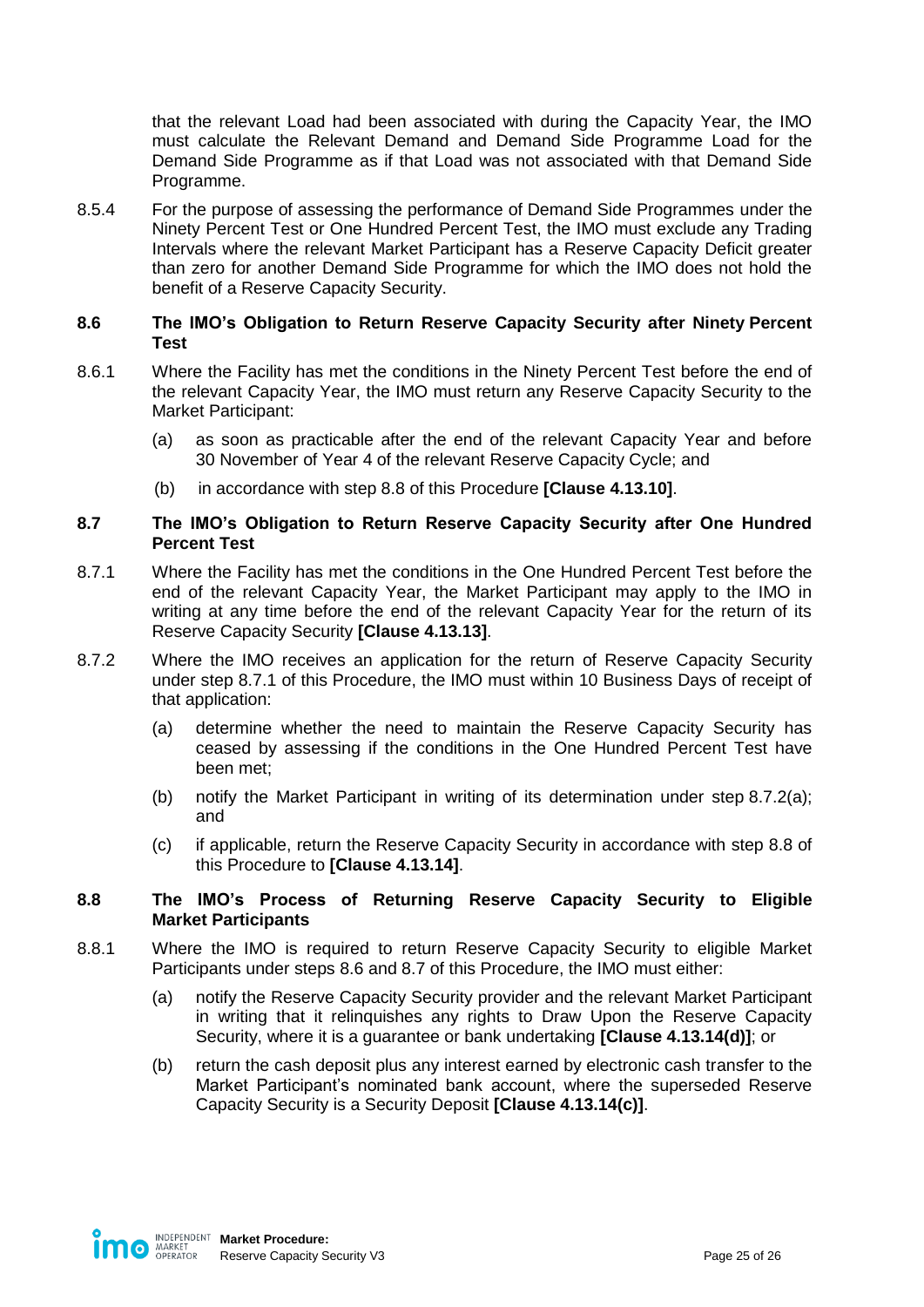that the relevant Load had been associated with during the Capacity Year, the IMO must calculate the Relevant Demand and Demand Side Programme Load for the Demand Side Programme as if that Load was not associated with that Demand Side Programme.

8.5.4 For the purpose of assessing the performance of Demand Side Programmes under the Ninety Percent Test or One Hundred Percent Test, the IMO must exclude any Trading Intervals where the relevant Market Participant has a Reserve Capacity Deficit greater than zero for another Demand Side Programme for which the IMO does not hold the benefit of a Reserve Capacity Security.

### 8.6 The IMO's Obligation to Return Reserve Capacity Security after Ninety Percent Test

8.6.1 Where the Facility has met the conditions in the Ninety Percent Test before the end of the relevant Capacity Year, the IMO must return any Reserve Capacity Security to the Market Participant:

(a) as soon as practicable after the end of the relevant Capacity Year and before 30 November of Year 4 of the relevant Reserve Capacity Cycle; and

(b) in accordance with step 8.8 of this Procedure **[Clause 4.13.10]**.

### 8.7 The IMO's Obligation to Return Reserve Capacity Security after One Hundred Percent Test

8.7.1 Where the Facility has met the conditions in the One Hundred Percent Test before the end of the relevant Capacity Year, the Market Participant may apply to the IMO in writing at any time before the end of the relevant Capacity Year for the return of its Reserve Capacity Security **[Clause 4.13.13]**.

8.7.2 Where the IMO receives an application for the return of Reserve Capacity Security under step 8.7.1 of this Procedure, the IMO must within 10 Business Days of receipt of that application:

(a) determine whether the need to maintain the Reserve Capacity Security has ceased by assessing if the conditions in the One Hundred Percent Test have been met;

(b) notify the Market Participant in writing of its determination under step 8.7.2(a); and

(c) if applicable, return the Reserve Capacity Security in accordance with step 8.8 of this Procedure to **[Clause 4.13.14]**.

### 8.8 The IMO's Process of Returning Reserve Capacity Security to Eligible Market Participants

8.8.1 Where the IMO is required to return Reserve Capacity Security to eligible Market Participants under steps 8.6 and 8.7 of this Procedure, the IMO must either:

(a) notify the Reserve Capacity Security provider and the relevant Market Participant in writing that it relinquishes any rights to Draw Upon the Reserve Capacity Security, where it is a guarantee or bank undertaking **[Clause 4.13.14(d)]**; or

(b) return the cash deposit plus any interest earned by electronic cash transfer to the Market Participant's nominated bank account, where the superseded Reserve Capacity Security is a Security Deposit **[Clause 4.13.14(c)]**.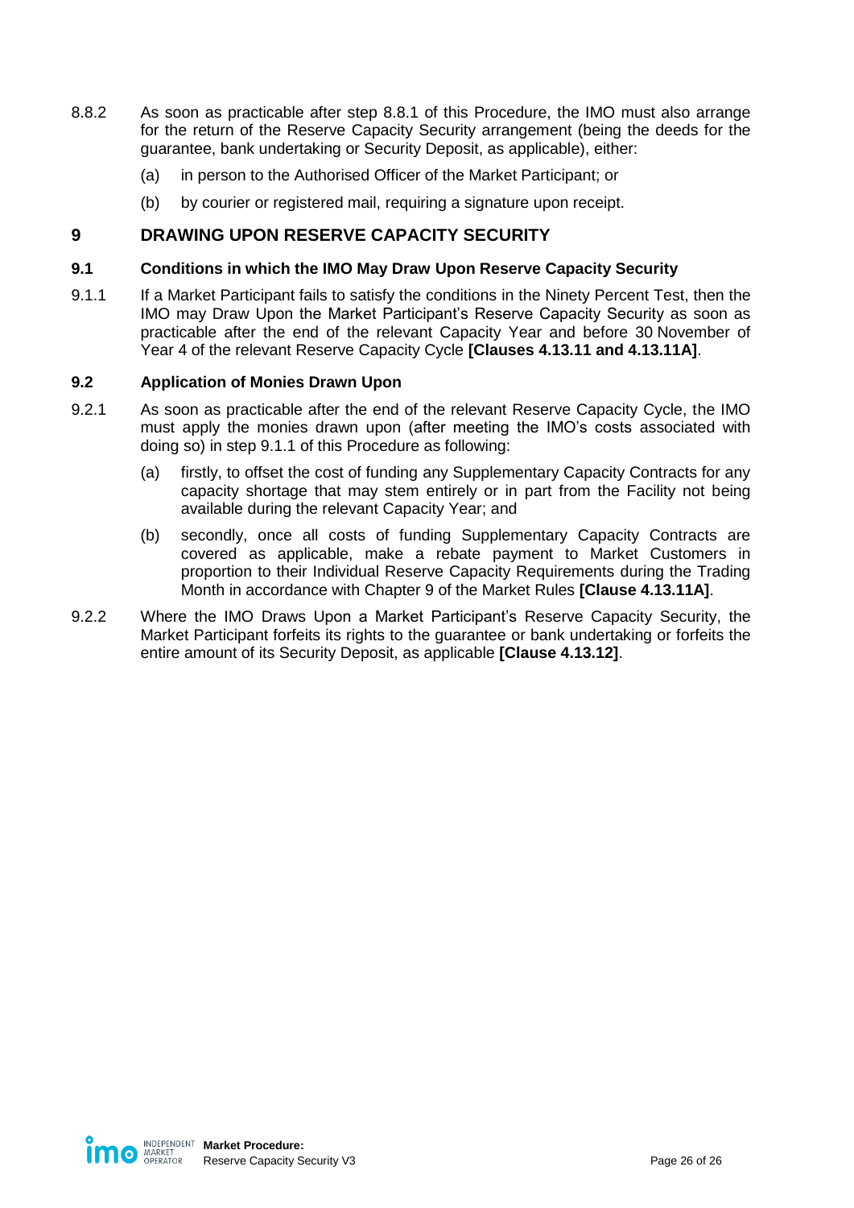8.8.2 As soon as practicable after step 8.8.1 of this Procedure, the IMO must also arrange for the return of the Reserve Capacity Security arrangement (being the deeds for the guarantee, bank undertaking or Security Deposit, as applicable), either:

(a) in person to the Authorised Officer of the Market Participant; or

(b) by courier or registered mail, requiring a signature upon receipt.

# 9 DRAWING UPON RESERVE CAPACITY SECURITY

## 9.1 Conditions in which the IMO May Draw Upon Reserve Capacity Security

9.1.1 If a Market Participant fails to satisfy the conditions in the Ninety Percent Test, then the IMO may Draw Upon the Market Participant's Reserve Capacity Security as soon as practicable after the end of the relevant Capacity Year and before 30 November of Year 4 of the relevant Reserve Capacity Cycle **[Clauses 4.13.11 and 4.13.11A]**.

## 9.2 Application of Monies Drawn Upon

9.2.1 As soon as practicable after the end of the relevant Reserve Capacity Cycle, the IMO must apply the monies drawn upon (after meeting the IMO's costs associated with doing so) in step 9.1.1 of this Procedure as following:

(a) firstly, to offset the cost of funding any Supplementary Capacity Contracts for any capacity shortage that may stem entirely or in part from the Facility not being available during the relevant Capacity Year; and

(b) secondly, once all costs of funding Supplementary Capacity Contracts are covered as applicable, make a rebate payment to Market Customers in proportion to their Individual Reserve Capacity Requirements during the Trading Month in accordance with Chapter 9 of the Market Rules **[Clause 4.13.11A]**.

9.2.2 Where the IMO Draws Upon a Market Participant's Reserve Capacity Security, the Market Participant forfeits its rights to the guarantee or bank undertaking or forfeits the entire amount of its Security Deposit, as applicable **[Clause 4.13.12]**.